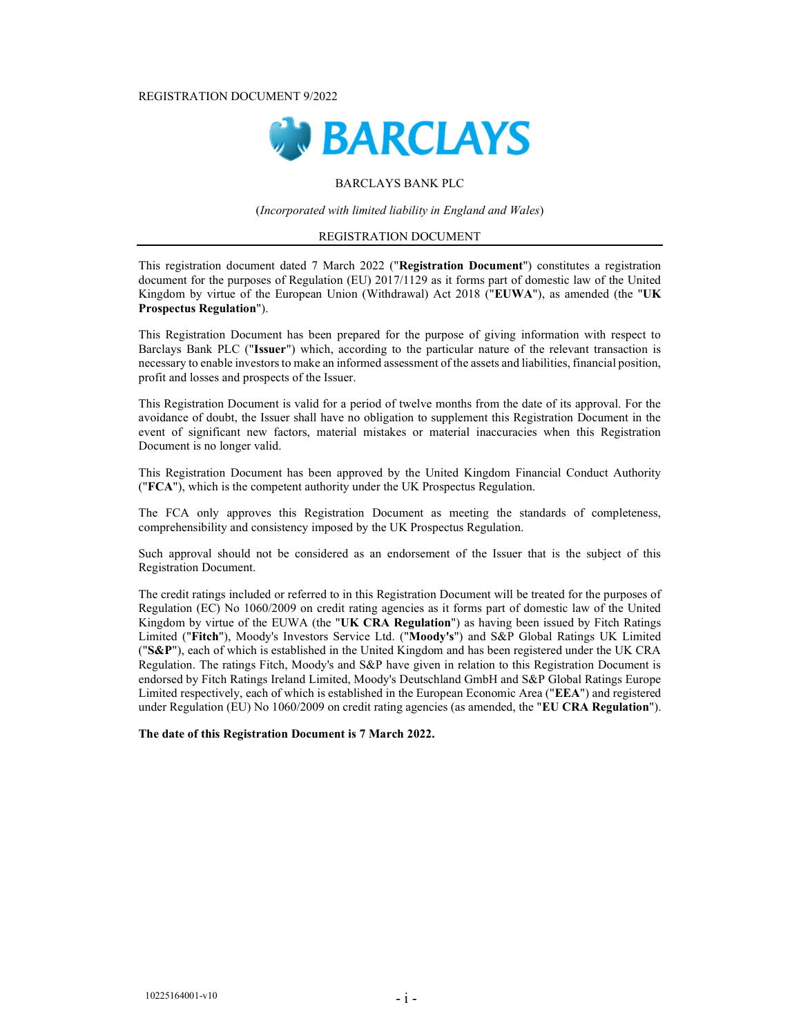REGISTRATION DOCUMENT 9/2022

BARCLAYS

BARCLAYS BANK PLC

(*Incorporated with limited liability in England and Wales*)

REGISTRATION DOCUMENT

This registration document dated 7 March 2022 ("**Registration Document**") constitutes a registration document for the purposes of Regulation (EU) 2017/1129 as it forms part of domestic law of the United Kingdom by virtue of the European Union (Withdrawal) Act 2018 ("**EUWA**"), as amended (the "**UK Prospectus Regulation**").

This Registration Document has been prepared for the purpose of giving information with respect to Barclays Bank PLC ("**Issuer**") which, according to the particular nature of the relevant transaction is necessary to enable investors to make an informed assessment of the assets and liabilities, financial position, profit and losses and prospects of the Issuer.

This Registration Document is valid for a period of twelve months from the date of its approval. For the avoidance of doubt, the Issuer shall have no obligation to supplement this Registration Document in the event of significant new factors, material mistakes or material inaccuracies when this Registration Document is no longer valid.

This Registration Document has been approved by the United Kingdom Financial Conduct Authority ("**FCA**"), which is the competent authority under the UK Prospectus Regulation.

The FCA only approves this Registration Document as meeting the standards of completeness, comprehensibility and consistency imposed by the UK Prospectus Regulation.

Such approval should not be considered as an endorsement of the Issuer that is the subject of this Registration Document.

The credit ratings included or referred to in this Registration Document will be treated for the purposes of Regulation (EC) No 1060/2009 on credit rating agencies as it forms part of domestic law of the United Kingdom by virtue of the EUWA (the "**UK CRA Regulation**") as having been issued by Fitch Ratings Limited ("**Fitch**"), Moody's Investors Service Ltd. ("**Moody's**") and S&P Global Ratings UK Limited ("**S&P**"), each of which is established in the United Kingdom and has been registered under the UK CRA Regulation. The ratings Fitch, Moody's and S&P have given in relation to this Registration Document is endorsed by Fitch Ratings Ireland Limited, Moody's Deutschland GmbH and S&P Global Ratings Europe Limited respectively, each of which is established in the European Economic Area ("**EEA**") and registered under Regulation (EU) No 1060/2009 on credit rating agencies (as amended, the "**EU CRA Regulation**").

**The date of this Registration Document is 7 March 2022.**

10225164001-v10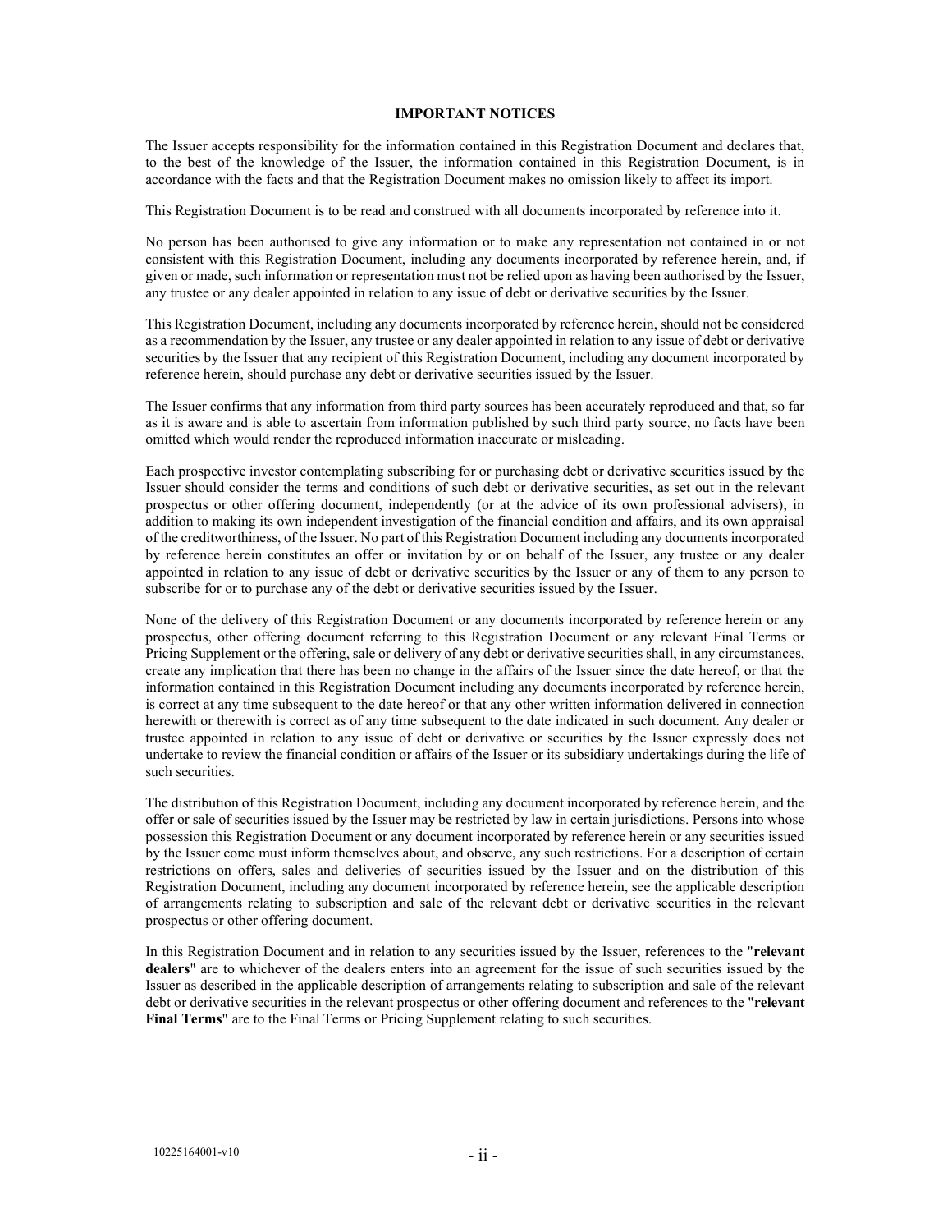## IMPORTANT NOTICES

The Issuer accepts responsibility for the information contained in this Registration Document and declares that, to the best of the knowledge of the Issuer, the information contained in this Registration Document, is in accordance with the facts and that the Registration Document makes no omission likely to affect its import.

This Registration Document is to be read and construed with all documents incorporated by reference into it.

No person has been authorised to give any information or to make any representation not contained in or not consistent with this Registration Document, including any documents incorporated by reference herein, and, if given or made, such information or representation must not be relied upon as having been authorised by the Issuer, any trustee or any dealer appointed in relation to any issue of debt or derivative securities by the Issuer.

This Registration Document, including any documents incorporated by reference herein, should not be considered as a recommendation by the Issuer, any trustee or any dealer appointed in relation to any issue of debt or derivative securities by the Issuer that any recipient of this Registration Document, including any document incorporated by reference herein, should purchase any debt or derivative securities issued by the Issuer.

The Issuer confirms that any information from third party sources has been accurately reproduced and that, so far as it is aware and is able to ascertain from information published by such third party source, no facts have been omitted which would render the reproduced information inaccurate or misleading.

Each prospective investor contemplating subscribing for or purchasing debt or derivative securities issued by the Issuer should consider the terms and conditions of such debt or derivative securities, as set out in the relevant prospectus or other offering document, independently (or at the advice of its own professional advisers), in addition to making its own independent investigation of the financial condition and affairs, and its own appraisal of the creditworthiness, of the Issuer. No part of this Registration Document including any documents incorporated by reference herein constitutes an offer or invitation by or on behalf of the Issuer, any trustee or any dealer appointed in relation to any issue of debt or derivative securities by the Issuer or any of them to any person to subscribe for or to purchase any of the debt or derivative securities issued by the Issuer.

None of the delivery of this Registration Document or any documents incorporated by reference herein or any prospectus, other offering document referring to this Registration Document or any relevant Final Terms or Pricing Supplement or the offering, sale or delivery of any debt or derivative securities shall, in any circumstances, create any implication that there has been no change in the affairs of the Issuer since the date hereof, or that the information contained in this Registration Document including any documents incorporated by reference herein, is correct at any time subsequent to the date hereof or that any other written information delivered in connection herewith or therewith is correct as of any time subsequent to the date indicated in such document. Any dealer or trustee appointed in relation to any issue of debt or derivative or securities by the Issuer expressly does not undertake to review the financial condition or affairs of the Issuer or its subsidiary undertakings during the life of such securities.

The distribution of this Registration Document, including any document incorporated by reference herein, and the offer or sale of securities issued by the Issuer may be restricted by law in certain jurisdictions. Persons into whose possession this Registration Document or any document incorporated by reference herein or any securities issued by the Issuer come must inform themselves about, and observe, any such restrictions. For a description of certain restrictions on offers, sales and deliveries of securities issued by the Issuer and on the distribution of this Registration Document, including any document incorporated by reference herein, see the applicable description of arrangements relating to subscription and sale of the relevant debt or derivative securities in the relevant prospectus or other offering document.

In this Registration Document and in relation to any securities issued by the Issuer, references to the "**relevant dealers**" are to whichever of the dealers enters into an agreement for the issue of such securities issued by the Issuer as described in the applicable description of arrangements relating to subscription and sale of the relevant debt or derivative securities in the relevant prospectus or other offering document and references to the "**relevant Final Terms**" are to the Final Terms or Pricing Supplement relating to such securities.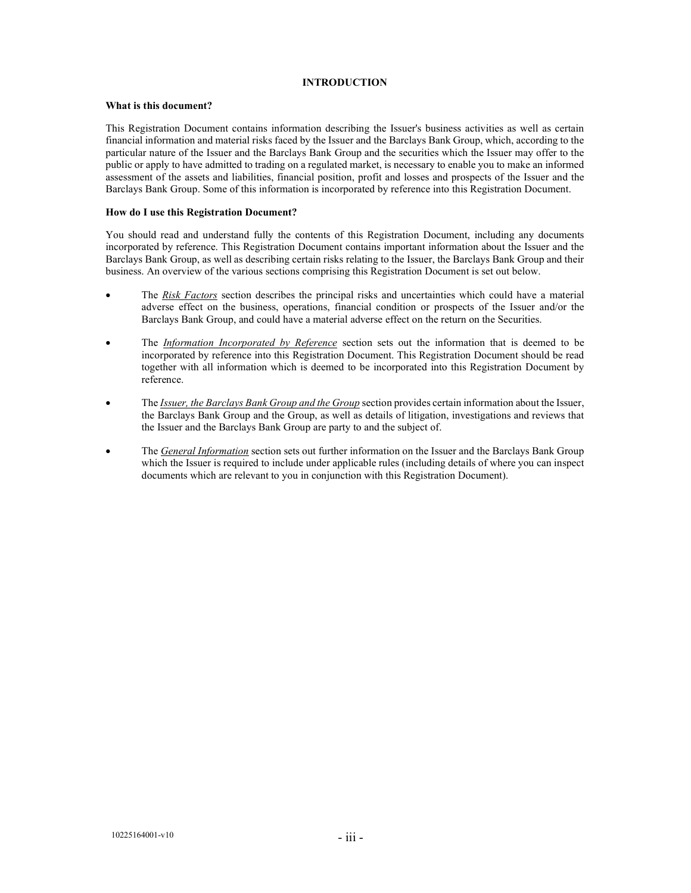# INTRODUCTION

**What is this document?**

This Registration Document contains information describing the Issuer's business activities as well as certain financial information and material risks faced by the Issuer and the Barclays Bank Group, which, according to the particular nature of the Issuer and the Barclays Bank Group and the securities which the Issuer may offer to the public or apply to have admitted to trading on a regulated market, is necessary to enable you to make an informed assessment of the assets and liabilities, financial position, profit and losses and prospects of the Issuer and the Barclays Bank Group. Some of this information is incorporated by reference into this Registration Document.

**How do I use this Registration Document?**

You should read and understand fully the contents of this Registration Document, including any documents incorporated by reference. This Registration Document contains important information about the Issuer and the Barclays Bank Group, as well as describing certain risks relating to the Issuer, the Barclays Bank Group and their business. An overview of the various sections comprising this Registration Document is set out below.

- The *Risk Factors* section describes the principal risks and uncertainties which could have a material adverse effect on the business, operations, financial condition or prospects of the Issuer and/or the Barclays Bank Group, and could have a material adverse effect on the return on the Securities.
- The *Information Incorporated by Reference* section sets out the information that is deemed to be incorporated by reference into this Registration Document. This Registration Document should be read together with all information which is deemed to be incorporated into this Registration Document by reference.
- The *Issuer, the Barclays Bank Group and the Group* section provides certain information about the Issuer, the Barclays Bank Group and the Group, as well as details of litigation, investigations and reviews that the Issuer and the Barclays Bank Group are party to and the subject of.
- The *General Information* section sets out further information on the Issuer and the Barclays Bank Group which the Issuer is required to include under applicable rules (including details of where you can inspect documents which are relevant to you in conjunction with this Registration Document).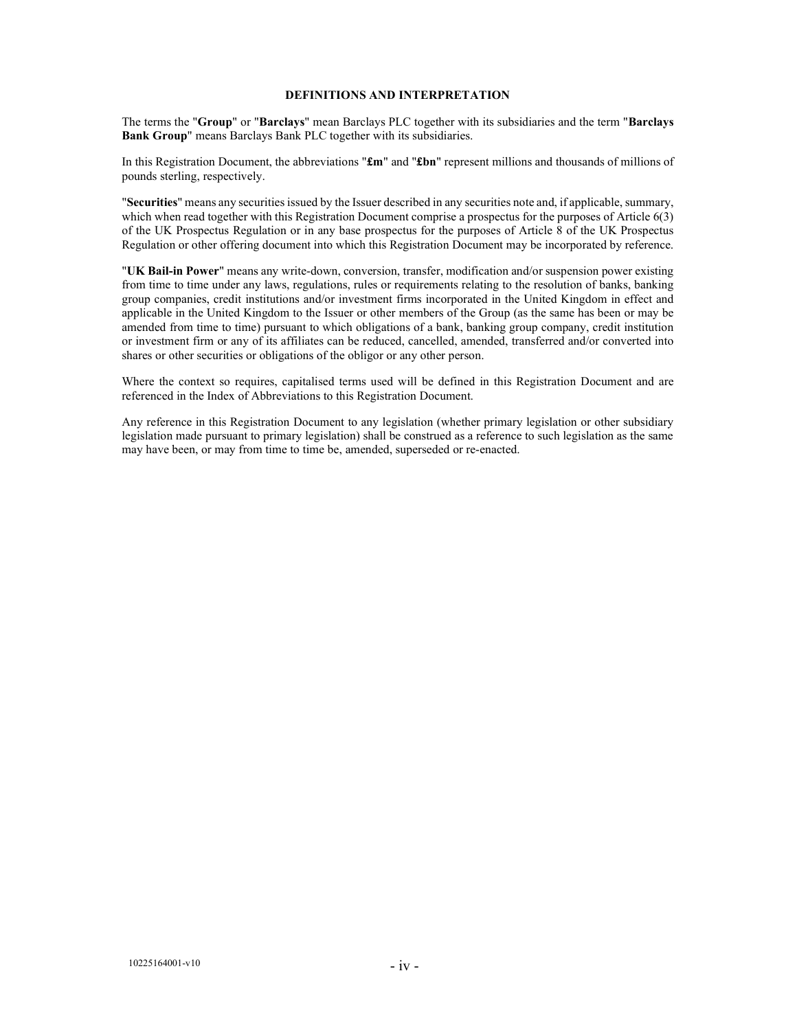## DEFINITIONS AND INTERPRETATION

The terms the "**Group**" or "**Barclays**" mean Barclays PLC together with its subsidiaries and the term "**Barclays Bank Group**" means Barclays Bank PLC together with its subsidiaries.

In this Registration Document, the abbreviations "**£m**" and "**£bn**" represent millions and thousands of millions of pounds sterling, respectively.

"**Securities**" means any securities issued by the Issuer described in any securities note and, if applicable, summary, which when read together with this Registration Document comprise a prospectus for the purposes of Article 6(3) of the UK Prospectus Regulation or in any base prospectus for the purposes of Article 8 of the UK Prospectus Regulation or other offering document into which this Registration Document may be incorporated by reference.

"**UK Bail-in Power**" means any write-down, conversion, transfer, modification and/or suspension power existing from time to time under any laws, regulations, rules or requirements relating to the resolution of banks, banking group companies, credit institutions and/or investment firms incorporated in the United Kingdom in effect and applicable in the United Kingdom to the Issuer or other members of the Group (as the same has been or may be amended from time to time) pursuant to which obligations of a bank, banking group company, credit institution or investment firm or any of its affiliates can be reduced, cancelled, amended, transferred and/or converted into shares or other securities or obligations of the obligor or any other person.

Where the context so requires, capitalised terms used will be defined in this Registration Document and are referenced in the Index of Abbreviations to this Registration Document.

Any reference in this Registration Document to any legislation (whether primary legislation or other subsidiary legislation made pursuant to primary legislation) shall be construed as a reference to such legislation as the same may have been, or may from time to time be, amended, superseded or re-enacted.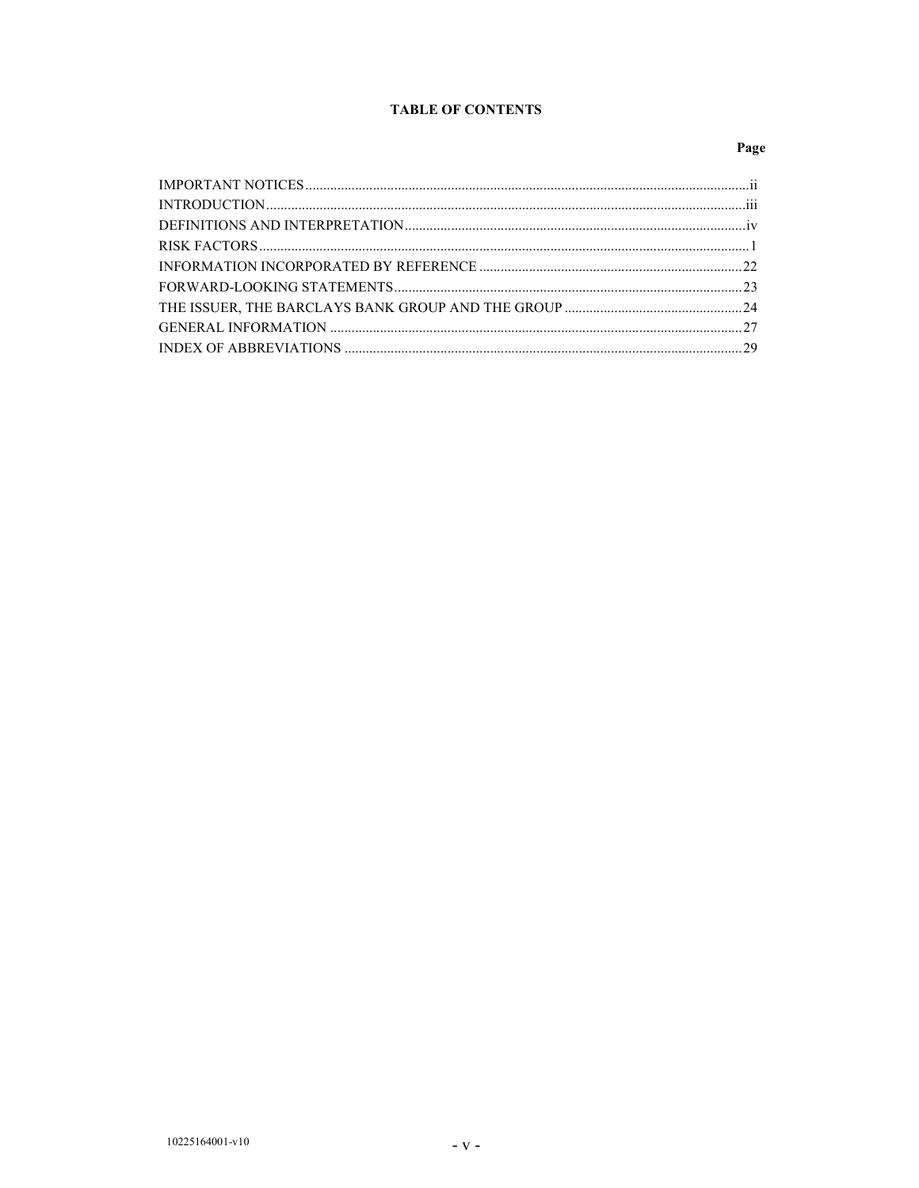## TABLE OF CONTENTS

| | Page |
|---|---|
| IMPORTANT NOTICES | ii |
| INTRODUCTION | iii |
| DEFINITIONS AND INTERPRETATION | iv |
| RISK FACTORS | 1 |
| INFORMATION INCORPORATED BY REFERENCE | 22 |
| FORWARD-LOOKING STATEMENTS | 23 |
| THE ISSUER, THE BARCLAYS BANK GROUP AND THE GROUP | 24 |
| GENERAL INFORMATION | 27 |
| INDEX OF ABBREVIATIONS | 29 |

10225164001-v10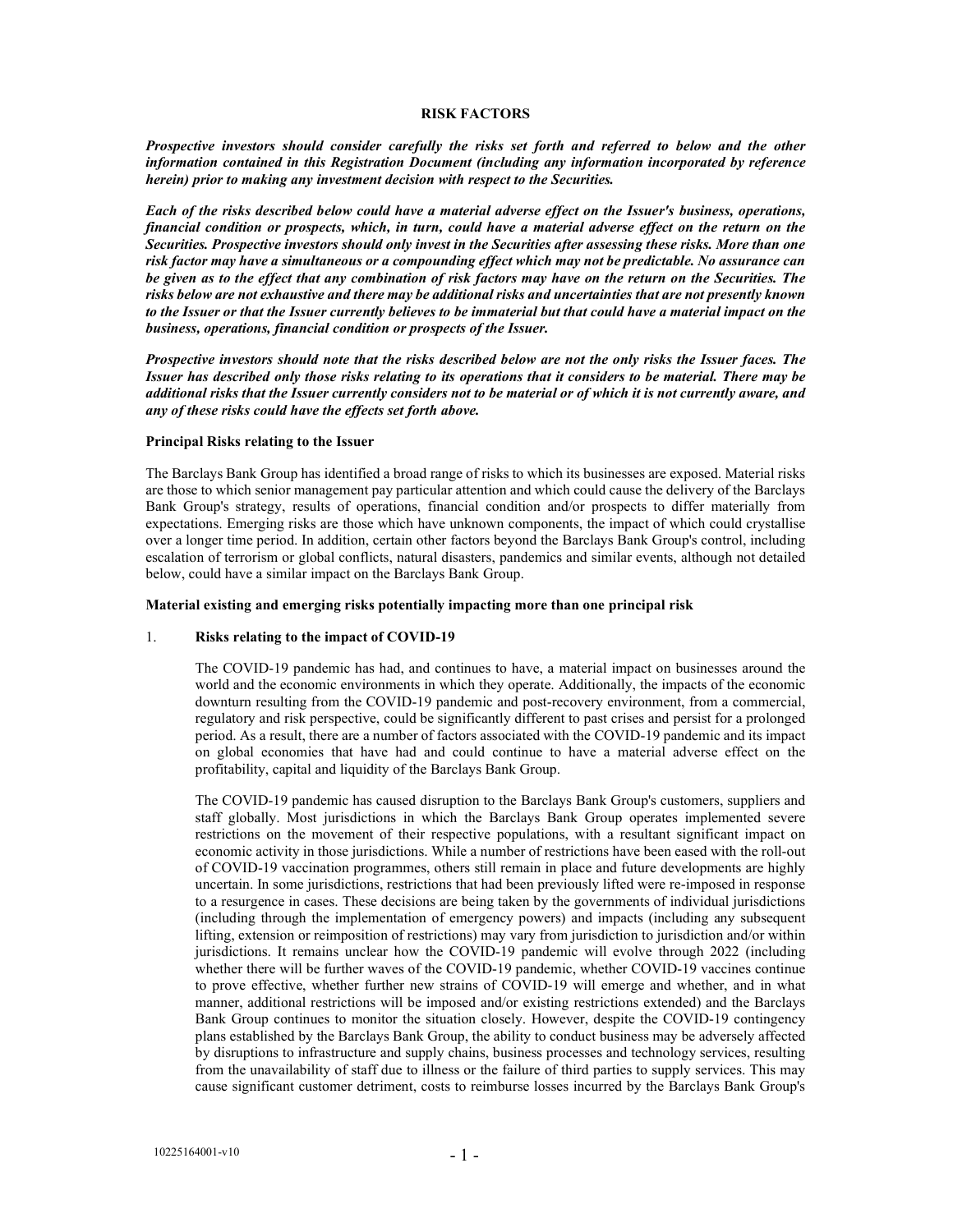# RISK FACTORS

***Prospective investors should consider carefully the risks set forth and referred to below and the other information contained in this Registration Document (including any information incorporated by reference herein) prior to making any investment decision with respect to the Securities.***

***Each of the risks described below could have a material adverse effect on the Issuer's business, operations, financial condition or prospects, which, in turn, could have a material adverse effect on the return on the Securities. Prospective investors should only invest in the Securities after assessing these risks. More than one risk factor may have a simultaneous or a compounding effect which may not be predictable. No assurance can be given as to the effect that any combination of risk factors may have on the return on the Securities. The risks below are not exhaustive and there may be additional risks and uncertainties that are not presently known to the Issuer or that the Issuer currently believes to be immaterial but that could have a material impact on the business, operations, financial condition or prospects of the Issuer.***

***Prospective investors should note that the risks described below are not the only risks the Issuer faces. The Issuer has described only those risks relating to its operations that it considers to be material. There may be additional risks that the Issuer currently considers not to be material or of which it is not currently aware, and any of these risks could have the effects set forth above.***

**Principal Risks relating to the Issuer**

The Barclays Bank Group has identified a broad range of risks to which its businesses are exposed. Material risks are those to which senior management pay particular attention and which could cause the delivery of the Barclays Bank Group's strategy, results of operations, financial condition and/or prospects to differ materially from expectations. Emerging risks are those which have unknown components, the impact of which could crystallise over a longer time period. In addition, certain other factors beyond the Barclays Bank Group's control, including escalation of terrorism or global conflicts, natural disasters, pandemics and similar events, although not detailed below, could have a similar impact on the Barclays Bank Group.

**Material existing and emerging risks potentially impacting more than one principal risk**

1. **Risks relating to the impact of COVID-19**

   The COVID-19 pandemic has had, and continues to have, a material impact on businesses around the world and the economic environments in which they operate. Additionally, the impacts of the economic downturn resulting from the COVID-19 pandemic and post-recovery environment, from a commercial, regulatory and risk perspective, could be significantly different to past crises and persist for a prolonged period. As a result, there are a number of factors associated with the COVID-19 pandemic and its impact on global economies that have had and could continue to have a material adverse effect on the profitability, capital and liquidity of the Barclays Bank Group.

   The COVID-19 pandemic has caused disruption to the Barclays Bank Group's customers, suppliers and staff globally. Most jurisdictions in which the Barclays Bank Group operates implemented severe restrictions on the movement of their respective populations, with a resultant significant impact on economic activity in those jurisdictions. While a number of restrictions have been eased with the roll-out of COVID-19 vaccination programmes, others still remain in place and future developments are highly uncertain. In some jurisdictions, restrictions that had been previously lifted were re-imposed in response to a resurgence in cases. These decisions are being taken by the governments of individual jurisdictions (including through the implementation of emergency powers) and impacts (including any subsequent lifting, extension or reimposition of restrictions) may vary from jurisdiction to jurisdiction and/or within jurisdictions. It remains unclear how the COVID-19 pandemic will evolve through 2022 (including whether there will be further waves of the COVID-19 pandemic, whether COVID-19 vaccines continue to prove effective, whether further new strains of COVID-19 will emerge and whether, and in what manner, additional restrictions will be imposed and/or existing restrictions extended) and the Barclays Bank Group continues to monitor the situation closely. However, despite the COVID-19 contingency plans established by the Barclays Bank Group, the ability to conduct business may be adversely affected by disruptions to infrastructure and supply chains, business processes and technology services, resulting from the unavailability of staff due to illness or the failure of third parties to supply services. This may cause significant customer detriment, costs to reimburse losses incurred by the Barclays Bank Group's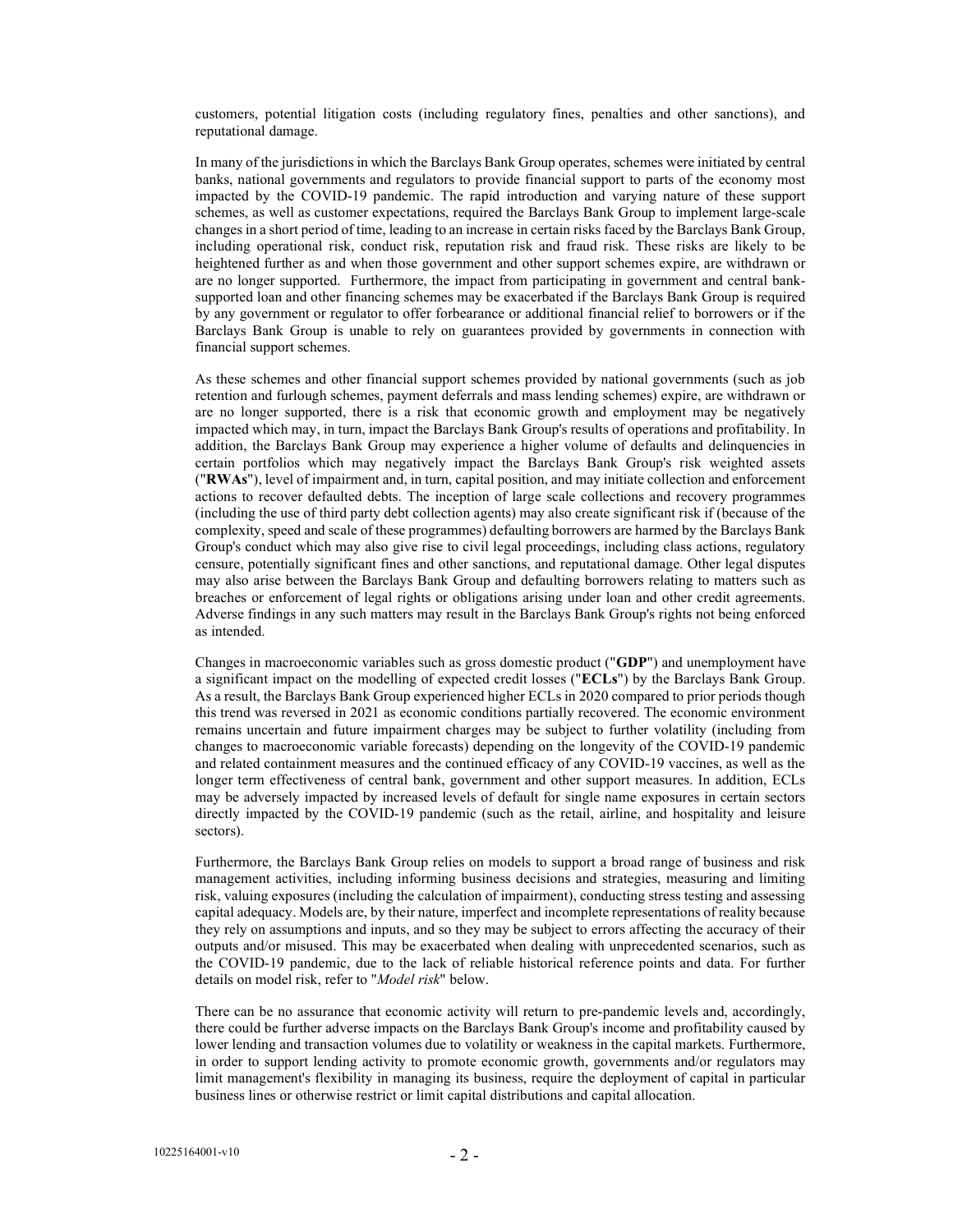customers, potential litigation costs (including regulatory fines, penalties and other sanctions), and reputational damage.

In many of the jurisdictions in which the Barclays Bank Group operates, schemes were initiated by central banks, national governments and regulators to provide financial support to parts of the economy most impacted by the COVID-19 pandemic. The rapid introduction and varying nature of these support schemes, as well as customer expectations, required the Barclays Bank Group to implement large-scale changes in a short period of time, leading to an increase in certain risks faced by the Barclays Bank Group, including operational risk, conduct risk, reputation risk and fraud risk. These risks are likely to be heightened further as and when those government and other support schemes expire, are withdrawn or are no longer supported. Furthermore, the impact from participating in government and central bank-supported loan and other financing schemes may be exacerbated if the Barclays Bank Group is required by any government or regulator to offer forbearance or additional financial relief to borrowers or if the Barclays Bank Group is unable to rely on guarantees provided by governments in connection with financial support schemes.

As these schemes and other financial support schemes provided by national governments (such as job retention and furlough schemes, payment deferrals and mass lending schemes) expire, are withdrawn or are no longer supported, there is a risk that economic growth and employment may be negatively impacted which may, in turn, impact the Barclays Bank Group's results of operations and profitability. In addition, the Barclays Bank Group may experience a higher volume of defaults and delinquencies in certain portfolios which may negatively impact the Barclays Bank Group's risk weighted assets ("**RWAs**"), level of impairment and, in turn, capital position, and may initiate collection and enforcement actions to recover defaulted debts. The inception of large scale collections and recovery programmes (including the use of third party debt collection agents) may also create significant risk if (because of the complexity, speed and scale of these programmes) defaulting borrowers are harmed by the Barclays Bank Group's conduct which may also give rise to civil legal proceedings, including class actions, regulatory censure, potentially significant fines and other sanctions, and reputational damage. Other legal disputes may also arise between the Barclays Bank Group and defaulting borrowers relating to matters such as breaches or enforcement of legal rights or obligations arising under loan and other credit agreements. Adverse findings in any such matters may result in the Barclays Bank Group's rights not being enforced as intended.

Changes in macroeconomic variables such as gross domestic product ("**GDP**") and unemployment have a significant impact on the modelling of expected credit losses ("**ECLs**") by the Barclays Bank Group. As a result, the Barclays Bank Group experienced higher ECLs in 2020 compared to prior periods though this trend was reversed in 2021 as economic conditions partially recovered. The economic environment remains uncertain and future impairment charges may be subject to further volatility (including from changes to macroeconomic variable forecasts) depending on the longevity of the COVID-19 pandemic and related containment measures and the continued efficacy of any COVID-19 vaccines, as well as the longer term effectiveness of central bank, government and other support measures. In addition, ECLs may be adversely impacted by increased levels of default for single name exposures in certain sectors directly impacted by the COVID-19 pandemic (such as the retail, airline, and hospitality and leisure sectors).

Furthermore, the Barclays Bank Group relies on models to support a broad range of business and risk management activities, including informing business decisions and strategies, measuring and limiting risk, valuing exposures (including the calculation of impairment), conducting stress testing and assessing capital adequacy. Models are, by their nature, imperfect and incomplete representations of reality because they rely on assumptions and inputs, and so they may be subject to errors affecting the accuracy of their outputs and/or misused. This may be exacerbated when dealing with unprecedented scenarios, such as the COVID-19 pandemic, due to the lack of reliable historical reference points and data. For further details on model risk, refer to "*Model risk*" below.

There can be no assurance that economic activity will return to pre-pandemic levels and, accordingly, there could be further adverse impacts on the Barclays Bank Group's income and profitability caused by lower lending and transaction volumes due to volatility or weakness in the capital markets. Furthermore, in order to support lending activity to promote economic growth, governments and/or regulators may limit management's flexibility in managing its business, require the deployment of capital in particular business lines or otherwise restrict or limit capital distributions and capital allocation.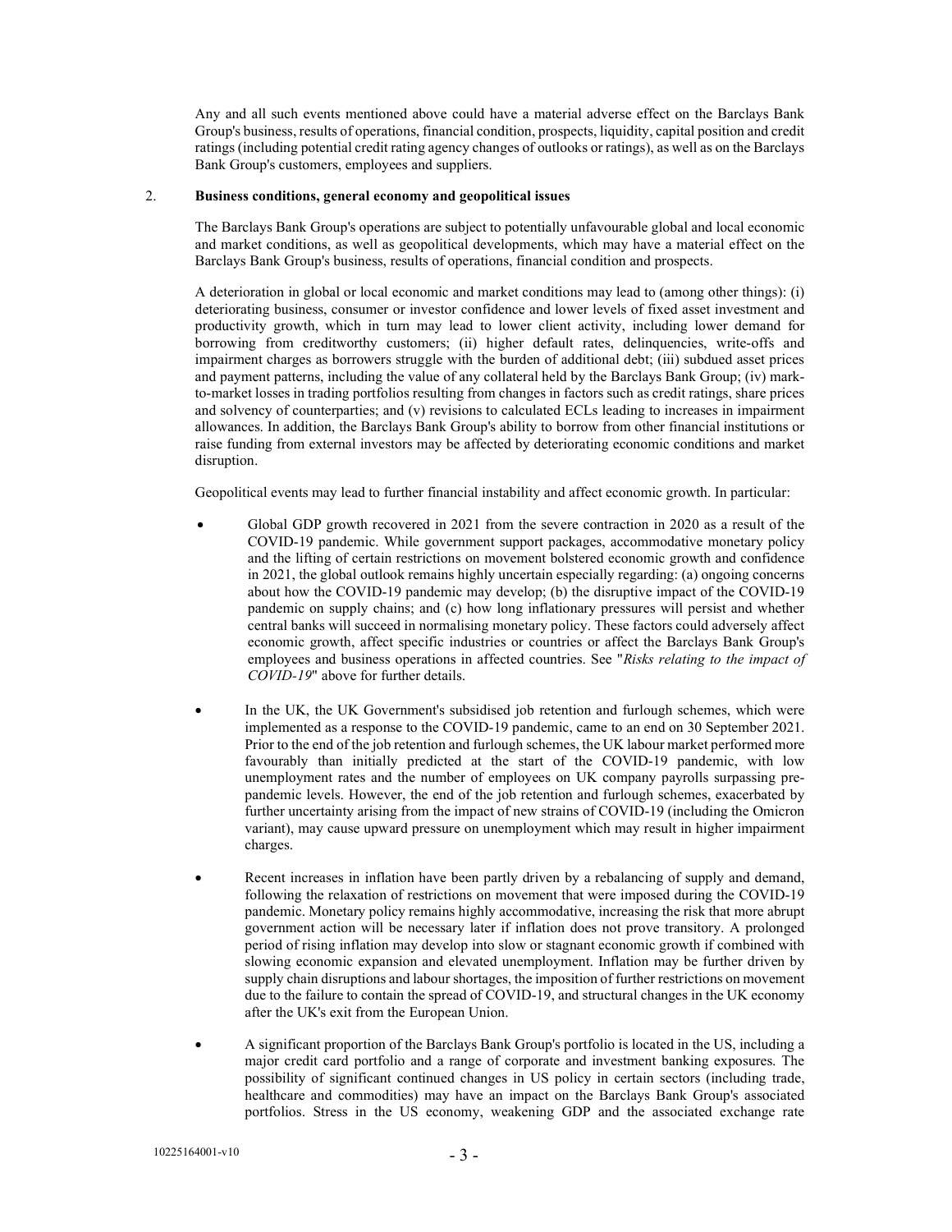Any and all such events mentioned above could have a material adverse effect on the Barclays Bank Group's business, results of operations, financial condition, prospects, liquidity, capital position and credit ratings (including potential credit rating agency changes of outlooks or ratings), as well as on the Barclays Bank Group's customers, employees and suppliers.

2. **Business conditions, general economy and geopolitical issues**

The Barclays Bank Group's operations are subject to potentially unfavourable global and local economic and market conditions, as well as geopolitical developments, which may have a material effect on the Barclays Bank Group's business, results of operations, financial condition and prospects.

A deterioration in global or local economic and market conditions may lead to (among other things): (i) deteriorating business, consumer or investor confidence and lower levels of fixed asset investment and productivity growth, which in turn may lead to lower client activity, including lower demand for borrowing from creditworthy customers; (ii) higher default rates, delinquencies, write-offs and impairment charges as borrowers struggle with the burden of additional debt; (iii) subdued asset prices and payment patterns, including the value of any collateral held by the Barclays Bank Group; (iv) mark-to-market losses in trading portfolios resulting from changes in factors such as credit ratings, share prices and solvency of counterparties; and (v) revisions to calculated ECLs leading to increases in impairment allowances. In addition, the Barclays Bank Group's ability to borrow from other financial institutions or raise funding from external investors may be affected by deteriorating economic conditions and market disruption.

Geopolitical events may lead to further financial instability and affect economic growth. In particular:

- Global GDP growth recovered in 2021 from the severe contraction in 2020 as a result of the COVID-19 pandemic. While government support packages, accommodative monetary policy and the lifting of certain restrictions on movement bolstered economic growth and confidence in 2021, the global outlook remains highly uncertain especially regarding: (a) ongoing concerns about how the COVID-19 pandemic may develop; (b) the disruptive impact of the COVID-19 pandemic on supply chains; and (c) how long inflationary pressures will persist and whether central banks will succeed in normalising monetary policy. These factors could adversely affect economic growth, affect specific industries or countries or affect the Barclays Bank Group's employees and business operations in affected countries. See "*Risks relating to the impact of COVID-19*" above for further details.

- In the UK, the UK Government's subsidised job retention and furlough schemes, which were implemented as a response to the COVID-19 pandemic, came to an end on 30 September 2021. Prior to the end of the job retention and furlough schemes, the UK labour market performed more favourably than initially predicted at the start of the COVID-19 pandemic, with low unemployment rates and the number of employees on UK company payrolls surpassing pre-pandemic levels. However, the end of the job retention and furlough schemes, exacerbated by further uncertainty arising from the impact of new strains of COVID-19 (including the Omicron variant), may cause upward pressure on unemployment which may result in higher impairment charges.

- Recent increases in inflation have been partly driven by a rebalancing of supply and demand, following the relaxation of restrictions on movement that were imposed during the COVID-19 pandemic. Monetary policy remains highly accommodative, increasing the risk that more abrupt government action will be necessary later if inflation does not prove transitory. A prolonged period of rising inflation may develop into slow or stagnant economic growth if combined with slowing economic expansion and elevated unemployment. Inflation may be further driven by supply chain disruptions and labour shortages, the imposition of further restrictions on movement due to the failure to contain the spread of COVID-19, and structural changes in the UK economy after the UK's exit from the European Union.

- A significant proportion of the Barclays Bank Group's portfolio is located in the US, including a major credit card portfolio and a range of corporate and investment banking exposures. The possibility of significant continued changes in US policy in certain sectors (including trade, healthcare and commodities) may have an impact on the Barclays Bank Group's associated portfolios. Stress in the US economy, weakening GDP and the associated exchange rate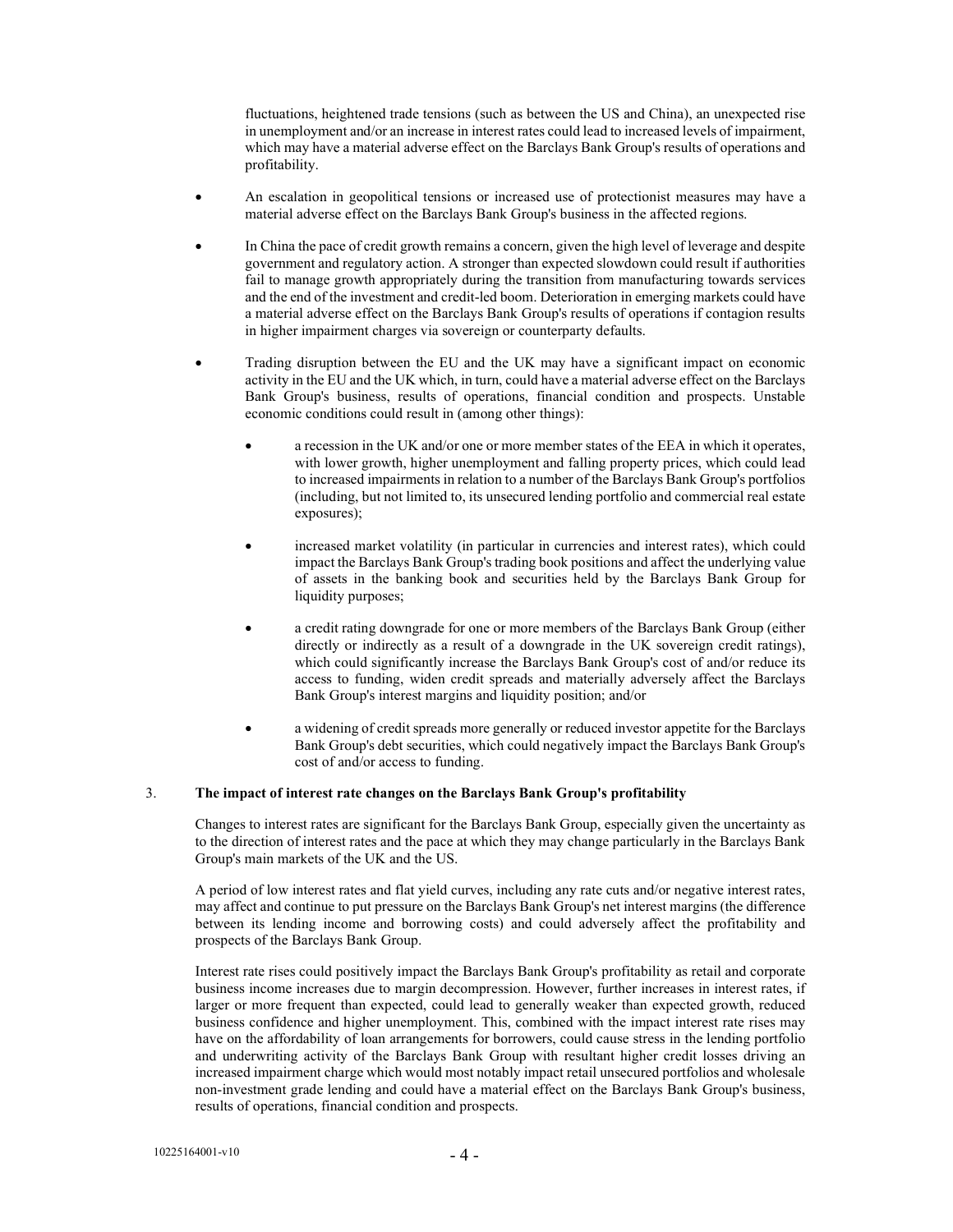fluctuations, heightened trade tensions (such as between the US and China), an unexpected rise in unemployment and/or an increase in interest rates could lead to increased levels of impairment, which may have a material adverse effect on the Barclays Bank Group's results of operations and profitability.

- An escalation in geopolitical tensions or increased use of protectionist measures may have a material adverse effect on the Barclays Bank Group's business in the affected regions.

- In China the pace of credit growth remains a concern, given the high level of leverage and despite government and regulatory action. A stronger than expected slowdown could result if authorities fail to manage growth appropriately during the transition from manufacturing towards services and the end of the investment and credit-led boom. Deterioration in emerging markets could have a material adverse effect on the Barclays Bank Group's results of operations if contagion results in higher impairment charges via sovereign or counterparty defaults.

- Trading disruption between the EU and the UK may have a significant impact on economic activity in the EU and the UK which, in turn, could have a material adverse effect on the Barclays Bank Group's business, results of operations, financial condition and prospects. Unstable economic conditions could result in (among other things):

    - a recession in the UK and/or one or more member states of the EEA in which it operates, with lower growth, higher unemployment and falling property prices, which could lead to increased impairments in relation to a number of the Barclays Bank Group's portfolios (including, but not limited to, its unsecured lending portfolio and commercial real estate exposures);

    - increased market volatility (in particular in currencies and interest rates), which could impact the Barclays Bank Group's trading book positions and affect the underlying value of assets in the banking book and securities held by the Barclays Bank Group for liquidity purposes;

    - a credit rating downgrade for one or more members of the Barclays Bank Group (either directly or indirectly as a result of a downgrade in the UK sovereign credit ratings), which could significantly increase the Barclays Bank Group's cost of and/or reduce its access to funding, widen credit spreads and materially adversely affect the Barclays Bank Group's interest margins and liquidity position; and/or

    - a widening of credit spreads more generally or reduced investor appetite for the Barclays Bank Group's debt securities, which could negatively impact the Barclays Bank Group's cost of and/or access to funding.

### 3. The impact of interest rate changes on the Barclays Bank Group's profitability

Changes to interest rates are significant for the Barclays Bank Group, especially given the uncertainty as to the direction of interest rates and the pace at which they may change particularly in the Barclays Bank Group's main markets of the UK and the US.

A period of low interest rates and flat yield curves, including any rate cuts and/or negative interest rates, may affect and continue to put pressure on the Barclays Bank Group's net interest margins (the difference between its lending income and borrowing costs) and could adversely affect the profitability and prospects of the Barclays Bank Group.

Interest rate rises could positively impact the Barclays Bank Group's profitability as retail and corporate business income increases due to margin decompression. However, further increases in interest rates, if larger or more frequent than expected, could lead to generally weaker than expected growth, reduced business confidence and higher unemployment. This, combined with the impact interest rate rises may have on the affordability of loan arrangements for borrowers, could cause stress in the lending portfolio and underwriting activity of the Barclays Bank Group with resultant higher credit losses driving an increased impairment charge which would most notably impact retail unsecured portfolios and wholesale non-investment grade lending and could have a material effect on the Barclays Bank Group's business, results of operations, financial condition and prospects.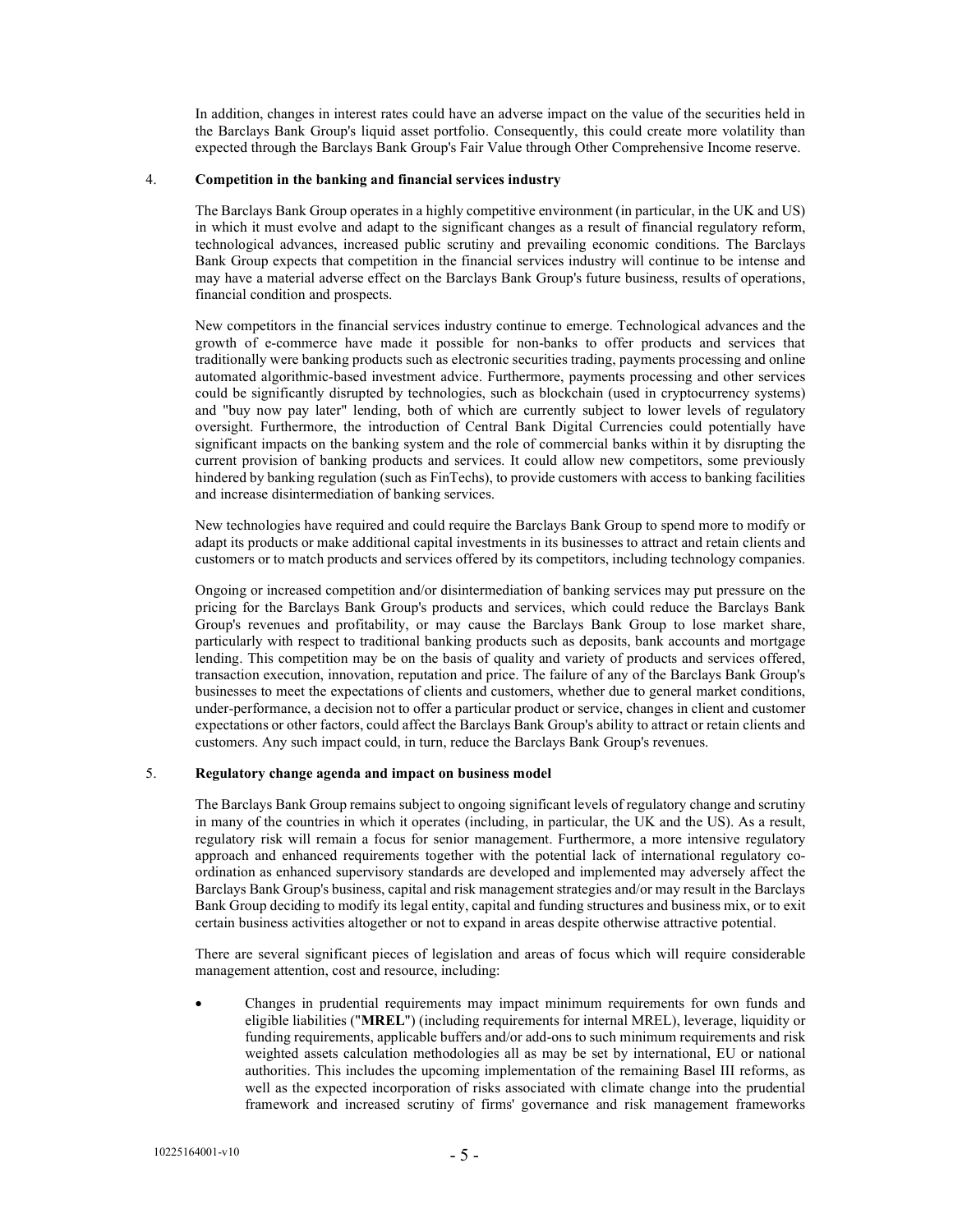In addition, changes in interest rates could have an adverse impact on the value of the securities held in the Barclays Bank Group's liquid asset portfolio. Consequently, this could create more volatility than expected through the Barclays Bank Group's Fair Value through Other Comprehensive Income reserve.

4. **Competition in the banking and financial services industry**

The Barclays Bank Group operates in a highly competitive environment (in particular, in the UK and US) in which it must evolve and adapt to the significant changes as a result of financial regulatory reform, technological advances, increased public scrutiny and prevailing economic conditions. The Barclays Bank Group expects that competition in the financial services industry will continue to be intense and may have a material adverse effect on the Barclays Bank Group's future business, results of operations, financial condition and prospects.

New competitors in the financial services industry continue to emerge. Technological advances and the growth of e-commerce have made it possible for non-banks to offer products and services that traditionally were banking products such as electronic securities trading, payments processing and online automated algorithmic-based investment advice. Furthermore, payments processing and other services could be significantly disrupted by technologies, such as blockchain (used in cryptocurrency systems) and "buy now pay later" lending, both of which are currently subject to lower levels of regulatory oversight. Furthermore, the introduction of Central Bank Digital Currencies could potentially have significant impacts on the banking system and the role of commercial banks within it by disrupting the current provision of banking products and services. It could allow new competitors, some previously hindered by banking regulation (such as FinTechs), to provide customers with access to banking facilities and increase disintermediation of banking services.

New technologies have required and could require the Barclays Bank Group to spend more to modify or adapt its products or make additional capital investments in its businesses to attract and retain clients and customers or to match products and services offered by its competitors, including technology companies.

Ongoing or increased competition and/or disintermediation of banking services may put pressure on the pricing for the Barclays Bank Group's products and services, which could reduce the Barclays Bank Group's revenues and profitability, or may cause the Barclays Bank Group to lose market share, particularly with respect to traditional banking products such as deposits, bank accounts and mortgage lending. This competition may be on the basis of quality and variety of products and services offered, transaction execution, innovation, reputation and price. The failure of any of the Barclays Bank Group's businesses to meet the expectations of clients and customers, whether due to general market conditions, under-performance, a decision not to offer a particular product or service, changes in client and customer expectations or other factors, could affect the Barclays Bank Group's ability to attract or retain clients and customers. Any such impact could, in turn, reduce the Barclays Bank Group's revenues.

5. **Regulatory change agenda and impact on business model**

The Barclays Bank Group remains subject to ongoing significant levels of regulatory change and scrutiny in many of the countries in which it operates (including, in particular, the UK and the US). As a result, regulatory risk will remain a focus for senior management. Furthermore, a more intensive regulatory approach and enhanced requirements together with the potential lack of international regulatory co-ordination as enhanced supervisory standards are developed and implemented may adversely affect the Barclays Bank Group's business, capital and risk management strategies and/or may result in the Barclays Bank Group deciding to modify its legal entity, capital and funding structures and business mix, or to exit certain business activities altogether or not to expand in areas despite otherwise attractive potential.

There are several significant pieces of legislation and areas of focus which will require considerable management attention, cost and resource, including:

- Changes in prudential requirements may impact minimum requirements for own funds and eligible liabilities ("**MREL**") (including requirements for internal MREL), leverage, liquidity or funding requirements, applicable buffers and/or add-ons to such minimum requirements and risk weighted assets calculation methodologies all as may be set by international, EU or national authorities. This includes the upcoming implementation of the remaining Basel III reforms, as well as the expected incorporation of risks associated with climate change into the prudential framework and increased scrutiny of firms' governance and risk management frameworks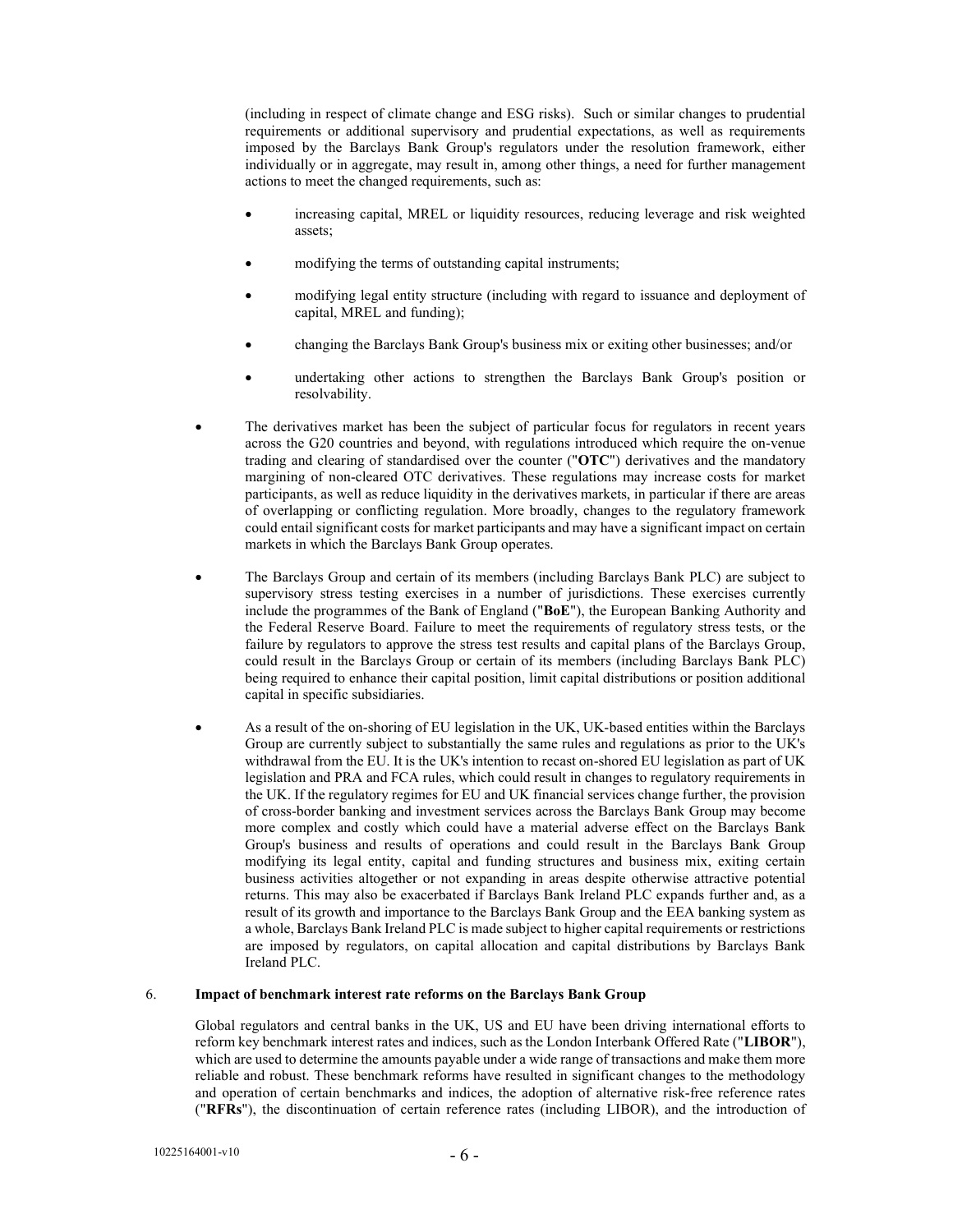(including in respect of climate change and ESG risks). Such or similar changes to prudential requirements or additional supervisory and prudential expectations, as well as requirements imposed by the Barclays Bank Group's regulators under the resolution framework, either individually or in aggregate, may result in, among other things, a need for further management actions to meet the changed requirements, such as:

- increasing capital, MREL or liquidity resources, reducing leverage and risk weighted assets;
- modifying the terms of outstanding capital instruments;
- modifying legal entity structure (including with regard to issuance and deployment of capital, MREL and funding);
- changing the Barclays Bank Group's business mix or exiting other businesses; and/or
- undertaking other actions to strengthen the Barclays Bank Group's position or resolvability.

- The derivatives market has been the subject of particular focus for regulators in recent years across the G20 countries and beyond, with regulations introduced which require the on-venue trading and clearing of standardised over the counter ("**OTC**") derivatives and the mandatory margining of non-cleared OTC derivatives. These regulations may increase costs for market participants, as well as reduce liquidity in the derivatives markets, in particular if there are areas of overlapping or conflicting regulation. More broadly, changes to the regulatory framework could entail significant costs for market participants and may have a significant impact on certain markets in which the Barclays Bank Group operates.
- The Barclays Group and certain of its members (including Barclays Bank PLC) are subject to supervisory stress testing exercises in a number of jurisdictions. These exercises currently include the programmes of the Bank of England ("**BoE**"), the European Banking Authority and the Federal Reserve Board. Failure to meet the requirements of regulatory stress tests, or the failure by regulators to approve the stress test results and capital plans of the Barclays Group, could result in the Barclays Group or certain of its members (including Barclays Bank PLC) being required to enhance their capital position, limit capital distributions or position additional capital in specific subsidiaries.
- As a result of the on-shoring of EU legislation in the UK, UK-based entities within the Barclays Group are currently subject to substantially the same rules and regulations as prior to the UK's withdrawal from the EU. It is the UK's intention to recast on-shored EU legislation as part of UK legislation and PRA and FCA rules, which could result in changes to regulatory requirements in the UK. If the regulatory regimes for EU and UK financial services change further, the provision of cross-border banking and investment services across the Barclays Bank Group may become more complex and costly which could have a material adverse effect on the Barclays Bank Group's business and results of operations and could result in the Barclays Bank Group modifying its legal entity, capital and funding structures and business mix, exiting certain business activities altogether or not expanding in areas despite otherwise attractive potential returns. This may also be exacerbated if Barclays Bank Ireland PLC expands further and, as a result of its growth and importance to the Barclays Bank Group and the EEA banking system as a whole, Barclays Bank Ireland PLC is made subject to higher capital requirements or restrictions are imposed by regulators, on capital allocation and capital distributions by Barclays Bank Ireland PLC.

6. **Impact of benchmark interest rate reforms on the Barclays Bank Group**

Global regulators and central banks in the UK, US and EU have been driving international efforts to reform key benchmark interest rates and indices, such as the London Interbank Offered Rate ("**LIBOR**"), which are used to determine the amounts payable under a wide range of transactions and make them more reliable and robust. These benchmark reforms have resulted in significant changes to the methodology and operation of certain benchmarks and indices, the adoption of alternative risk-free reference rates ("**RFRs**"), the discontinuation of certain reference rates (including LIBOR), and the introduction of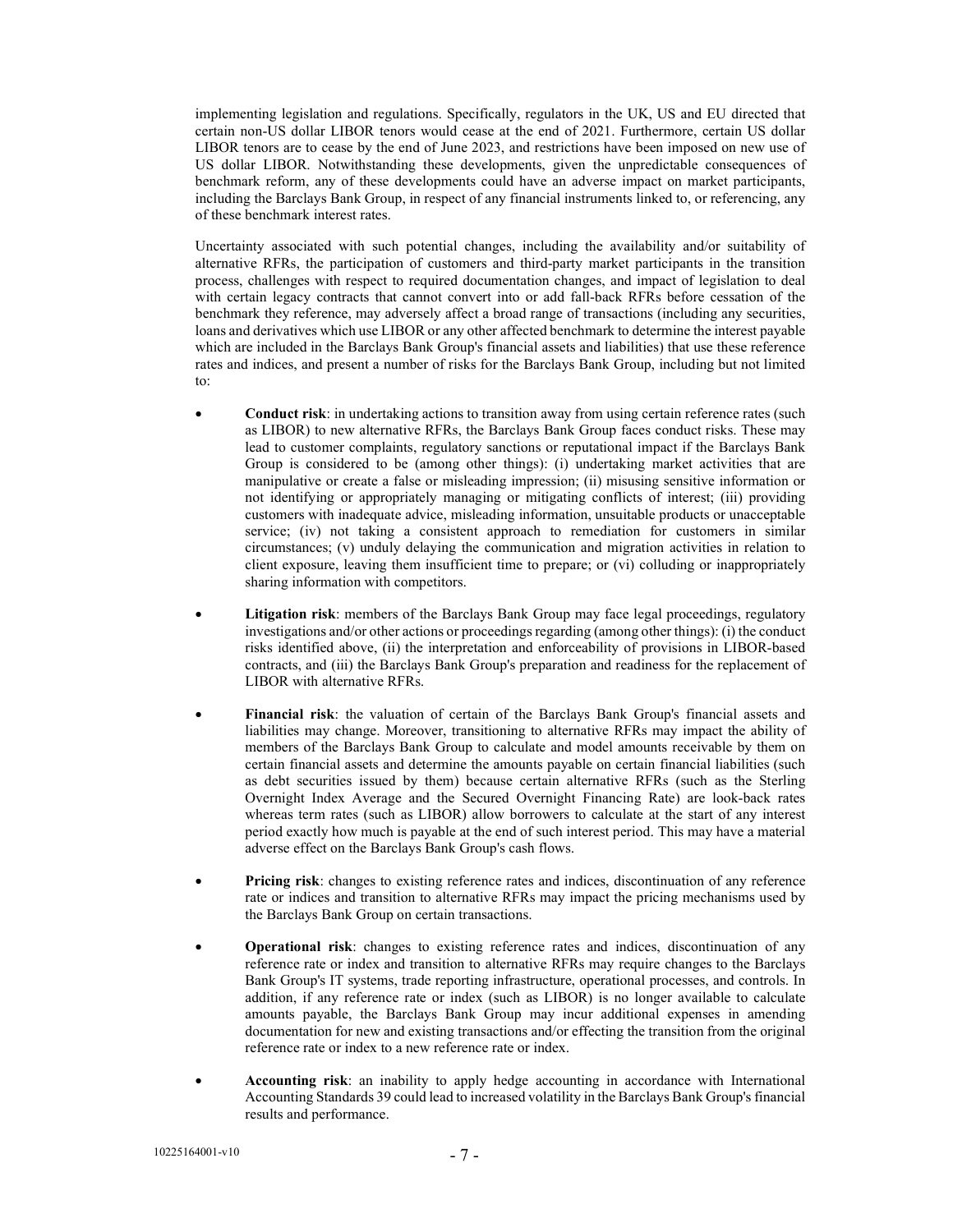implementing legislation and regulations. Specifically, regulators in the UK, US and EU directed that certain non-US dollar LIBOR tenors would cease at the end of 2021. Furthermore, certain US dollar LIBOR tenors are to cease by the end of June 2023, and restrictions have been imposed on new use of US dollar LIBOR. Notwithstanding these developments, given the unpredictable consequences of benchmark reform, any of these developments could have an adverse impact on market participants, including the Barclays Bank Group, in respect of any financial instruments linked to, or referencing, any of these benchmark interest rates.

Uncertainty associated with such potential changes, including the availability and/or suitability of alternative RFRs, the participation of customers and third-party market participants in the transition process, challenges with respect to required documentation changes, and impact of legislation to deal with certain legacy contracts that cannot convert into or add fall-back RFRs before cessation of the benchmark they reference, may adversely affect a broad range of transactions (including any securities, loans and derivatives which use LIBOR or any other affected benchmark to determine the interest payable which are included in the Barclays Bank Group's financial assets and liabilities) that use these reference rates and indices, and present a number of risks for the Barclays Bank Group, including but not limited to:

- **Conduct risk**: in undertaking actions to transition away from using certain reference rates (such as LIBOR) to new alternative RFRs, the Barclays Bank Group faces conduct risks. These may lead to customer complaints, regulatory sanctions or reputational impact if the Barclays Bank Group is considered to be (among other things): (i) undertaking market activities that are manipulative or create a false or misleading impression; (ii) misusing sensitive information or not identifying or appropriately managing or mitigating conflicts of interest; (iii) providing customers with inadequate advice, misleading information, unsuitable products or unacceptable service; (iv) not taking a consistent approach to remediation for customers in similar circumstances; (v) unduly delaying the communication and migration activities in relation to client exposure, leaving them insufficient time to prepare; or (vi) colluding or inappropriately sharing information with competitors.

- **Litigation risk**: members of the Barclays Bank Group may face legal proceedings, regulatory investigations and/or other actions or proceedings regarding (among other things): (i) the conduct risks identified above, (ii) the interpretation and enforceability of provisions in LIBOR-based contracts, and (iii) the Barclays Bank Group's preparation and readiness for the replacement of LIBOR with alternative RFRs.

- **Financial risk**: the valuation of certain of the Barclays Bank Group's financial assets and liabilities may change. Moreover, transitioning to alternative RFRs may impact the ability of members of the Barclays Bank Group to calculate and model amounts receivable by them on certain financial assets and determine the amounts payable on certain financial liabilities (such as debt securities issued by them) because certain alternative RFRs (such as the Sterling Overnight Index Average and the Secured Overnight Financing Rate) are look-back rates whereas term rates (such as LIBOR) allow borrowers to calculate at the start of any interest period exactly how much is payable at the end of such interest period. This may have a material adverse effect on the Barclays Bank Group's cash flows.

- **Pricing risk**: changes to existing reference rates and indices, discontinuation of any reference rate or indices and transition to alternative RFRs may impact the pricing mechanisms used by the Barclays Bank Group on certain transactions.

- **Operational risk**: changes to existing reference rates and indices, discontinuation of any reference rate or index and transition to alternative RFRs may require changes to the Barclays Bank Group's IT systems, trade reporting infrastructure, operational processes, and controls. In addition, if any reference rate or index (such as LIBOR) is no longer available to calculate amounts payable, the Barclays Bank Group may incur additional expenses in amending documentation for new and existing transactions and/or effecting the transition from the original reference rate or index to a new reference rate or index.

- **Accounting risk**: an inability to apply hedge accounting in accordance with International Accounting Standards 39 could lead to increased volatility in the Barclays Bank Group's financial results and performance.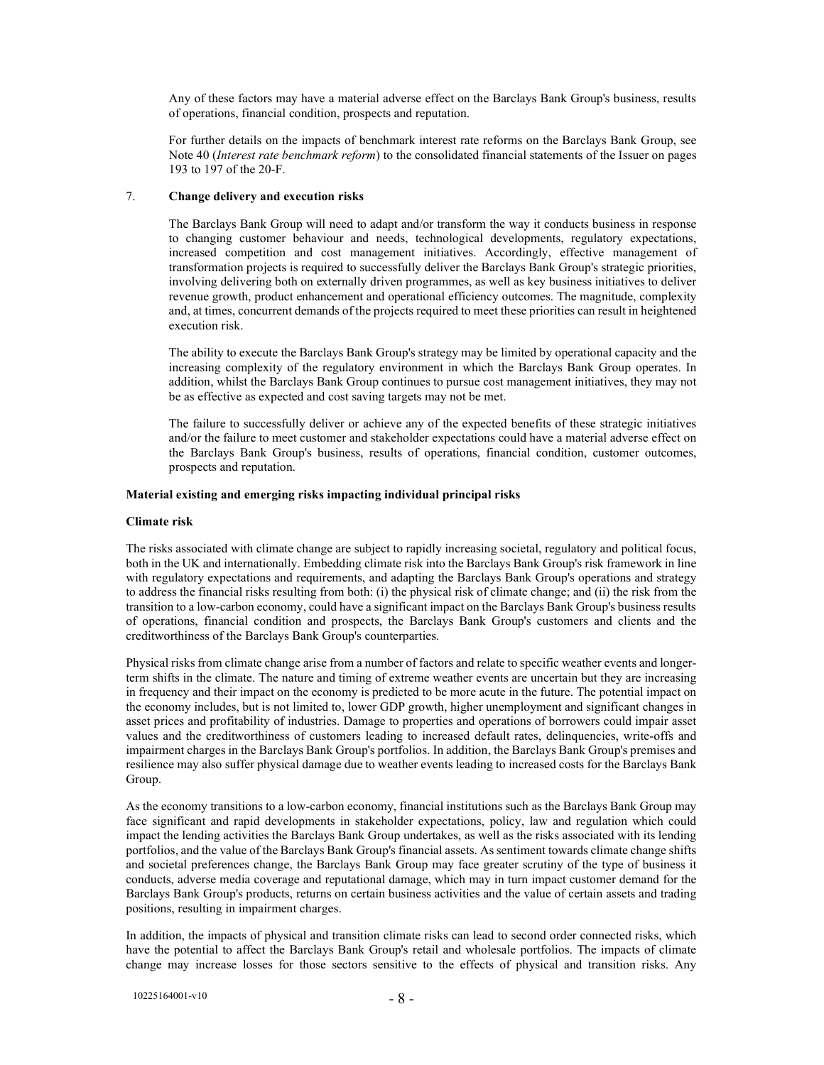Any of these factors may have a material adverse effect on the Barclays Bank Group's business, results of operations, financial condition, prospects and reputation.

For further details on the impacts of benchmark interest rate reforms on the Barclays Bank Group, see Note 40 (*Interest rate benchmark reform*) to the consolidated financial statements of the Issuer on pages 193 to 197 of the 20-F.

7. **Change delivery and execution risks**

The Barclays Bank Group will need to adapt and/or transform the way it conducts business in response to changing customer behaviour and needs, technological developments, regulatory expectations, increased competition and cost management initiatives. Accordingly, effective management of transformation projects is required to successfully deliver the Barclays Bank Group's strategic priorities, involving delivering both on externally driven programmes, as well as key business initiatives to deliver revenue growth, product enhancement and operational efficiency outcomes. The magnitude, complexity and, at times, concurrent demands of the projects required to meet these priorities can result in heightened execution risk.

The ability to execute the Barclays Bank Group's strategy may be limited by operational capacity and the increasing complexity of the regulatory environment in which the Barclays Bank Group operates. In addition, whilst the Barclays Bank Group continues to pursue cost management initiatives, they may not be as effective as expected and cost saving targets may not be met.

The failure to successfully deliver or achieve any of the expected benefits of these strategic initiatives and/or the failure to meet customer and stakeholder expectations could have a material adverse effect on the Barclays Bank Group's business, results of operations, financial condition, customer outcomes, prospects and reputation.

**Material existing and emerging risks impacting individual principal risks**

**Climate risk**

The risks associated with climate change are subject to rapidly increasing societal, regulatory and political focus, both in the UK and internationally. Embedding climate risk into the Barclays Bank Group's risk framework in line with regulatory expectations and requirements, and adapting the Barclays Bank Group's operations and strategy to address the financial risks resulting from both: (i) the physical risk of climate change; and (ii) the risk from the transition to a low-carbon economy, could have a significant impact on the Barclays Bank Group's business results of operations, financial condition and prospects, the Barclays Bank Group's customers and clients and the creditworthiness of the Barclays Bank Group's counterparties.

Physical risks from climate change arise from a number of factors and relate to specific weather events and longer-term shifts in the climate. The nature and timing of extreme weather events are uncertain but they are increasing in frequency and their impact on the economy is predicted to be more acute in the future. The potential impact on the economy includes, but is not limited to, lower GDP growth, higher unemployment and significant changes in asset prices and profitability of industries. Damage to properties and operations of borrowers could impair asset values and the creditworthiness of customers leading to increased default rates, delinquencies, write-offs and impairment charges in the Barclays Bank Group's portfolios. In addition, the Barclays Bank Group's premises and resilience may also suffer physical damage due to weather events leading to increased costs for the Barclays Bank Group.

As the economy transitions to a low-carbon economy, financial institutions such as the Barclays Bank Group may face significant and rapid developments in stakeholder expectations, policy, law and regulation which could impact the lending activities the Barclays Bank Group undertakes, as well as the risks associated with its lending portfolios, and the value of the Barclays Bank Group's financial assets. As sentiment towards climate change shifts and societal preferences change, the Barclays Bank Group may face greater scrutiny of the type of business it conducts, adverse media coverage and reputational damage, which may in turn impact customer demand for the Barclays Bank Group's products, returns on certain business activities and the value of certain assets and trading positions, resulting in impairment charges.

In addition, the impacts of physical and transition climate risks can lead to second order connected risks, which have the potential to affect the Barclays Bank Group's retail and wholesale portfolios. The impacts of climate change may increase losses for those sectors sensitive to the effects of physical and transition risks. Any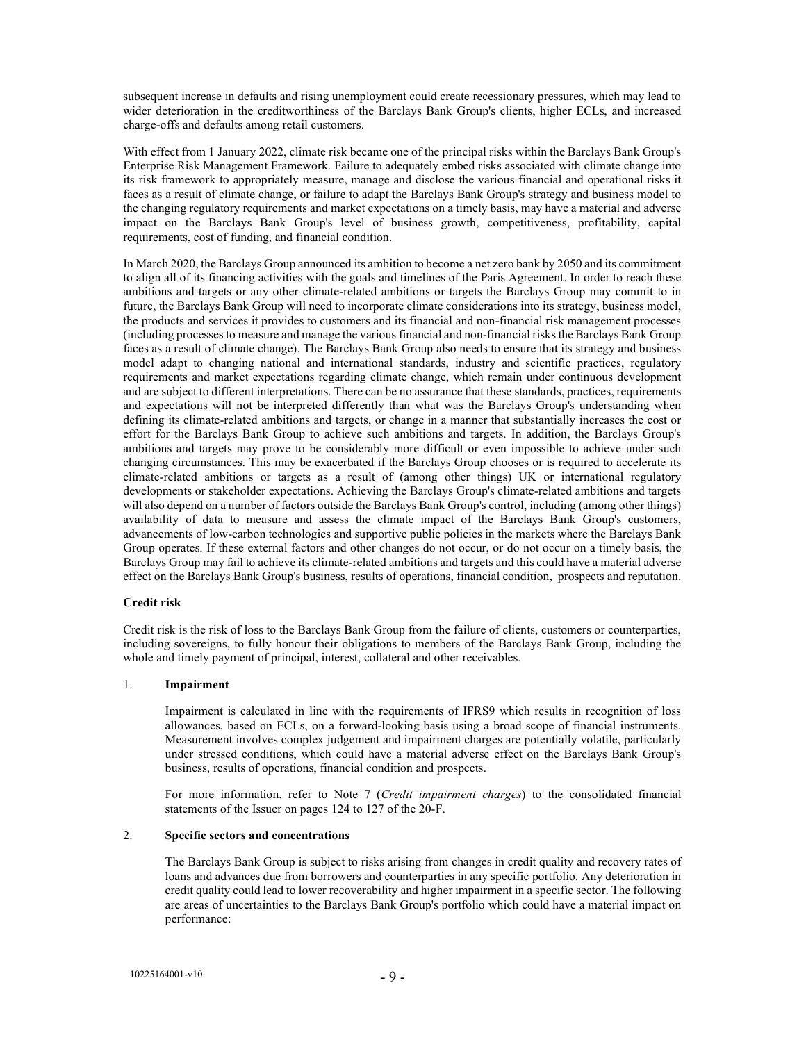subsequent increase in defaults and rising unemployment could create recessionary pressures, which may lead to wider deterioration in the creditworthiness of the Barclays Bank Group's clients, higher ECLs, and increased charge-offs and defaults among retail customers.

With effect from 1 January 2022, climate risk became one of the principal risks within the Barclays Bank Group's Enterprise Risk Management Framework. Failure to adequately embed risks associated with climate change into its risk framework to appropriately measure, manage and disclose the various financial and operational risks it faces as a result of climate change, or failure to adapt the Barclays Bank Group's strategy and business model to the changing regulatory requirements and market expectations on a timely basis, may have a material and adverse impact on the Barclays Bank Group's level of business growth, competitiveness, profitability, capital requirements, cost of funding, and financial condition.

In March 2020, the Barclays Group announced its ambition to become a net zero bank by 2050 and its commitment to align all of its financing activities with the goals and timelines of the Paris Agreement. In order to reach these ambitions and targets or any other climate-related ambitions or targets the Barclays Group may commit to in future, the Barclays Bank Group will need to incorporate climate considerations into its strategy, business model, the products and services it provides to customers and its financial and non-financial risk management processes (including processes to measure and manage the various financial and non-financial risks the Barclays Bank Group faces as a result of climate change). The Barclays Bank Group also needs to ensure that its strategy and business model adapt to changing national and international standards, industry and scientific practices, regulatory requirements and market expectations regarding climate change, which remain under continuous development and are subject to different interpretations. There can be no assurance that these standards, practices, requirements and expectations will not be interpreted differently than what was the Barclays Group's understanding when defining its climate-related ambitions and targets, or change in a manner that substantially increases the cost or effort for the Barclays Bank Group to achieve such ambitions and targets. In addition, the Barclays Group's ambitions and targets may prove to be considerably more difficult or even impossible to achieve under such changing circumstances. This may be exacerbated if the Barclays Group chooses or is required to accelerate its climate-related ambitions or targets as a result of (among other things) UK or international regulatory developments or stakeholder expectations. Achieving the Barclays Group's climate-related ambitions and targets will also depend on a number of factors outside the Barclays Bank Group's control, including (among other things) availability of data to measure and assess the climate impact of the Barclays Bank Group's customers, advancements of low-carbon technologies and supportive public policies in the markets where the Barclays Bank Group operates. If these external factors and other changes do not occur, or do not occur on a timely basis, the Barclays Group may fail to achieve its climate-related ambitions and targets and this could have a material adverse effect on the Barclays Bank Group's business, results of operations, financial condition, prospects and reputation.

**Credit risk**

Credit risk is the risk of loss to the Barclays Bank Group from the failure of clients, customers or counterparties, including sovereigns, to fully honour their obligations to members of the Barclays Bank Group, including the whole and timely payment of principal, interest, collateral and other receivables.

1. **Impairment**

   Impairment is calculated in line with the requirements of IFRS9 which results in recognition of loss allowances, based on ECLs, on a forward-looking basis using a broad scope of financial instruments. Measurement involves complex judgement and impairment charges are potentially volatile, particularly under stressed conditions, which could have a material adverse effect on the Barclays Bank Group's business, results of operations, financial condition and prospects.

   For more information, refer to Note 7 (*Credit impairment charges*) to the consolidated financial statements of the Issuer on pages 124 to 127 of the 20-F.

2. **Specific sectors and concentrations**

   The Barclays Bank Group is subject to risks arising from changes in credit quality and recovery rates of loans and advances due from borrowers and counterparties in any specific portfolio. Any deterioration in credit quality could lead to lower recoverability and higher impairment in a specific sector. The following are areas of uncertainties to the Barclays Bank Group's portfolio which could have a material impact on performance: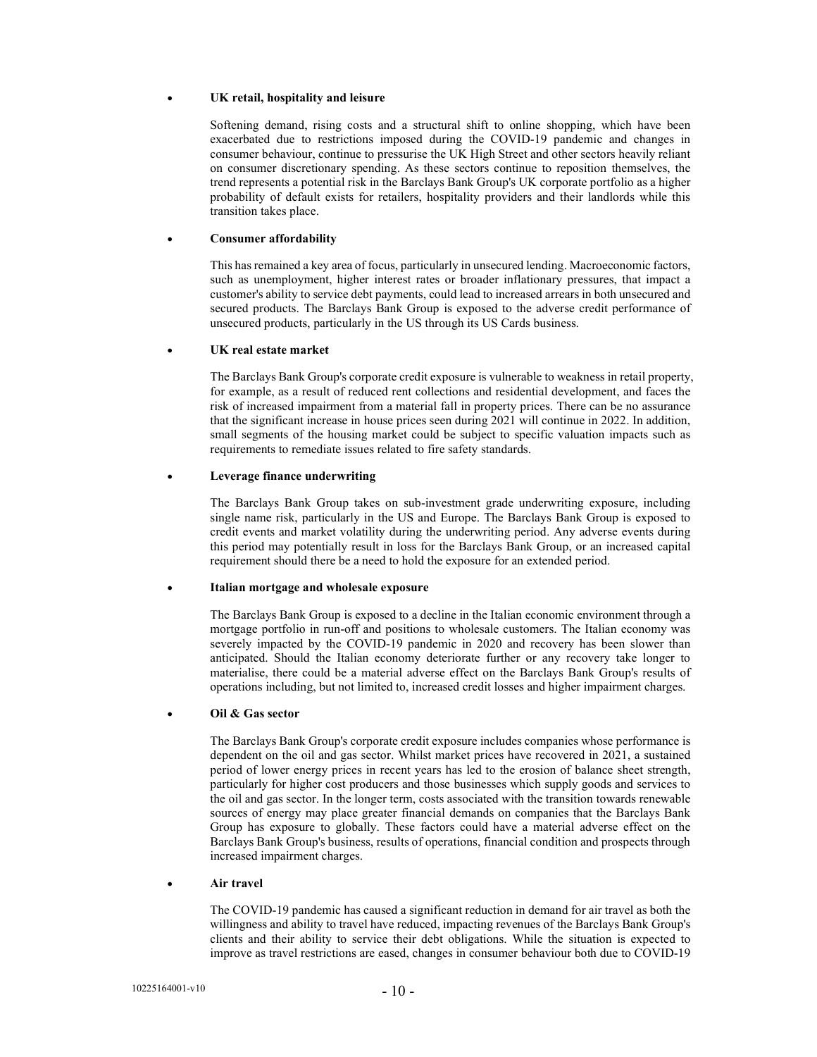- **UK retail, hospitality and leisure**

  Softening demand, rising costs and a structural shift to online shopping, which have been exacerbated due to restrictions imposed during the COVID-19 pandemic and changes in consumer behaviour, continue to pressurise the UK High Street and other sectors heavily reliant on consumer discretionary spending. As these sectors continue to reposition themselves, the trend represents a potential risk in the Barclays Bank Group's UK corporate portfolio as a higher probability of default exists for retailers, hospitality providers and their landlords while this transition takes place.

- **Consumer affordability**

  This has remained a key area of focus, particularly in unsecured lending. Macroeconomic factors, such as unemployment, higher interest rates or broader inflationary pressures, that impact a customer's ability to service debt payments, could lead to increased arrears in both unsecured and secured products. The Barclays Bank Group is exposed to the adverse credit performance of unsecured products, particularly in the US through its US Cards business.

- **UK real estate market**

  The Barclays Bank Group's corporate credit exposure is vulnerable to weakness in retail property, for example, as a result of reduced rent collections and residential development, and faces the risk of increased impairment from a material fall in property prices. There can be no assurance that the significant increase in house prices seen during 2021 will continue in 2022. In addition, small segments of the housing market could be subject to specific valuation impacts such as requirements to remediate issues related to fire safety standards.

- **Leverage finance underwriting**

  The Barclays Bank Group takes on sub-investment grade underwriting exposure, including single name risk, particularly in the US and Europe. The Barclays Bank Group is exposed to credit events and market volatility during the underwriting period. Any adverse events during this period may potentially result in loss for the Barclays Bank Group, or an increased capital requirement should there be a need to hold the exposure for an extended period.

- **Italian mortgage and wholesale exposure**

  The Barclays Bank Group is exposed to a decline in the Italian economic environment through a mortgage portfolio in run-off and positions to wholesale customers. The Italian economy was severely impacted by the COVID-19 pandemic in 2020 and recovery has been slower than anticipated. Should the Italian economy deteriorate further or any recovery take longer to materialise, there could be a material adverse effect on the Barclays Bank Group's results of operations including, but not limited to, increased credit losses and higher impairment charges.

- **Oil & Gas sector**

  The Barclays Bank Group's corporate credit exposure includes companies whose performance is dependent on the oil and gas sector. Whilst market prices have recovered in 2021, a sustained period of lower energy prices in recent years has led to the erosion of balance sheet strength, particularly for higher cost producers and those businesses which supply goods and services to the oil and gas sector. In the longer term, costs associated with the transition towards renewable sources of energy may place greater financial demands on companies that the Barclays Bank Group has exposure to globally. These factors could have a material adverse effect on the Barclays Bank Group's business, results of operations, financial condition and prospects through increased impairment charges.

- **Air travel**

  The COVID-19 pandemic has caused a significant reduction in demand for air travel as both the willingness and ability to travel have reduced, impacting revenues of the Barclays Bank Group's clients and their ability to service their debt obligations. While the situation is expected to improve as travel restrictions are eased, changes in consumer behaviour both due to COVID-19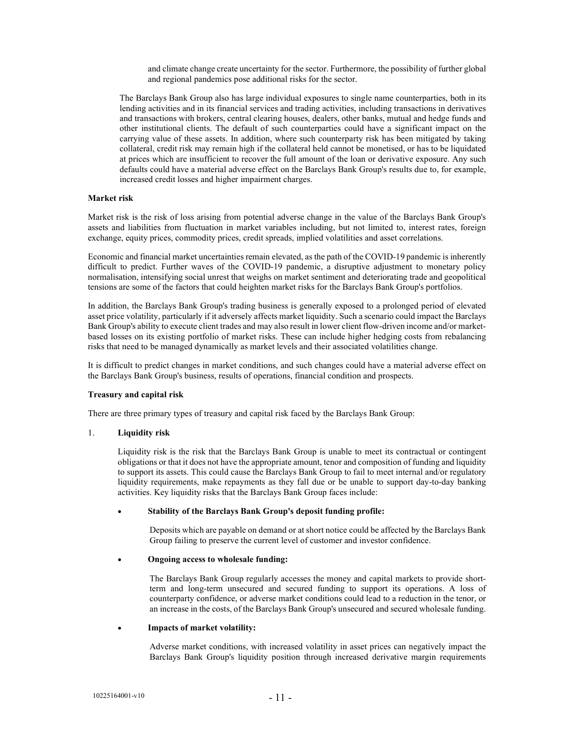and climate change create uncertainty for the sector. Furthermore, the possibility of further global and regional pandemics pose additional risks for the sector.

The Barclays Bank Group also has large individual exposures to single name counterparties, both in its lending activities and in its financial services and trading activities, including transactions in derivatives and transactions with brokers, central clearing houses, dealers, other banks, mutual and hedge funds and other institutional clients. The default of such counterparties could have a significant impact on the carrying value of these assets. In addition, where such counterparty risk has been mitigated by taking collateral, credit risk may remain high if the collateral held cannot be monetised, or has to be liquidated at prices which are insufficient to recover the full amount of the loan or derivative exposure. Any such defaults could have a material adverse effect on the Barclays Bank Group's results due to, for example, increased credit losses and higher impairment charges.

**Market risk**

Market risk is the risk of loss arising from potential adverse change in the value of the Barclays Bank Group's assets and liabilities from fluctuation in market variables including, but not limited to, interest rates, foreign exchange, equity prices, commodity prices, credit spreads, implied volatilities and asset correlations.

Economic and financial market uncertainties remain elevated, as the path of the COVID-19 pandemic is inherently difficult to predict. Further waves of the COVID-19 pandemic, a disruptive adjustment to monetary policy normalisation, intensifying social unrest that weighs on market sentiment and deteriorating trade and geopolitical tensions are some of the factors that could heighten market risks for the Barclays Bank Group's portfolios.

In addition, the Barclays Bank Group's trading business is generally exposed to a prolonged period of elevated asset price volatility, particularly if it adversely affects market liquidity. Such a scenario could impact the Barclays Bank Group's ability to execute client trades and may also result in lower client flow-driven income and/or market-based losses on its existing portfolio of market risks. These can include higher hedging costs from rebalancing risks that need to be managed dynamically as market levels and their associated volatilities change.

It is difficult to predict changes in market conditions, and such changes could have a material adverse effect on the Barclays Bank Group's business, results of operations, financial condition and prospects.

**Treasury and capital risk**

There are three primary types of treasury and capital risk faced by the Barclays Bank Group:

1. **Liquidity risk**

   Liquidity risk is the risk that the Barclays Bank Group is unable to meet its contractual or contingent obligations or that it does not have the appropriate amount, tenor and composition of funding and liquidity to support its assets. This could cause the Barclays Bank Group to fail to meet internal and/or regulatory liquidity requirements, make repayments as they fall due or be unable to support day-to-day banking activities. Key liquidity risks that the Barclays Bank Group faces include:

   - **Stability of the Barclays Bank Group's deposit funding profile:**

     Deposits which are payable on demand or at short notice could be affected by the Barclays Bank Group failing to preserve the current level of customer and investor confidence.

   - **Ongoing access to wholesale funding:**

     The Barclays Bank Group regularly accesses the money and capital markets to provide short-term and long-term unsecured and secured funding to support its operations. A loss of counterparty confidence, or adverse market conditions could lead to a reduction in the tenor, or an increase in the costs, of the Barclays Bank Group's unsecured and secured wholesale funding.

   - **Impacts of market volatility:**

     Adverse market conditions, with increased volatility in asset prices can negatively impact the Barclays Bank Group's liquidity position through increased derivative margin requirements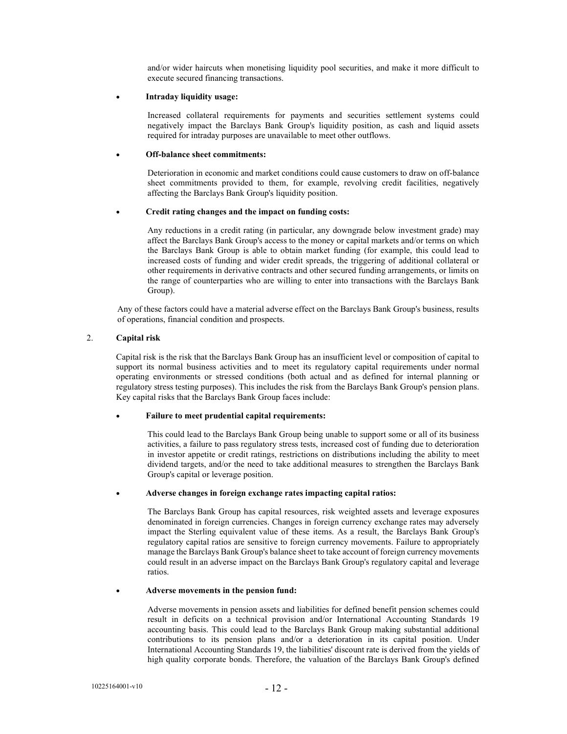and/or wider haircuts when monetising liquidity pool securities, and make it more difficult to execute secured financing transactions.

- **Intraday liquidity usage:**

  Increased collateral requirements for payments and securities settlement systems could negatively impact the Barclays Bank Group's liquidity position, as cash and liquid assets required for intraday purposes are unavailable to meet other outflows.

- **Off-balance sheet commitments:**

  Deterioration in economic and market conditions could cause customers to draw on off-balance sheet commitments provided to them, for example, revolving credit facilities, negatively affecting the Barclays Bank Group's liquidity position.

- **Credit rating changes and the impact on funding costs:**

  Any reductions in a credit rating (in particular, any downgrade below investment grade) may affect the Barclays Bank Group's access to the money or capital markets and/or terms on which the Barclays Bank Group is able to obtain market funding (for example, this could lead to increased costs of funding and wider credit spreads, the triggering of additional collateral or other requirements in derivative contracts and other secured funding arrangements, or limits on the range of counterparties who are willing to enter into transactions with the Barclays Bank Group).

Any of these factors could have a material adverse effect on the Barclays Bank Group's business, results of operations, financial condition and prospects.

## 2. Capital risk

Capital risk is the risk that the Barclays Bank Group has an insufficient level or composition of capital to support its normal business activities and to meet its regulatory capital requirements under normal operating environments or stressed conditions (both actual and as defined for internal planning or regulatory stress testing purposes). This includes the risk from the Barclays Bank Group's pension plans. Key capital risks that the Barclays Bank Group faces include:

- **Failure to meet prudential capital requirements:**

  This could lead to the Barclays Bank Group being unable to support some or all of its business activities, a failure to pass regulatory stress tests, increased cost of funding due to deterioration in investor appetite or credit ratings, restrictions on distributions including the ability to meet dividend targets, and/or the need to take additional measures to strengthen the Barclays Bank Group's capital or leverage position.

- **Adverse changes in foreign exchange rates impacting capital ratios:**

  The Barclays Bank Group has capital resources, risk weighted assets and leverage exposures denominated in foreign currencies. Changes in foreign currency exchange rates may adversely impact the Sterling equivalent value of these items. As a result, the Barclays Bank Group's regulatory capital ratios are sensitive to foreign currency movements. Failure to appropriately manage the Barclays Bank Group's balance sheet to take account of foreign currency movements could result in an adverse impact on the Barclays Bank Group's regulatory capital and leverage ratios.

- **Adverse movements in the pension fund:**

  Adverse movements in pension assets and liabilities for defined benefit pension schemes could result in deficits on a technical provision and/or International Accounting Standards 19 accounting basis. This could lead to the Barclays Bank Group making substantial additional contributions to its pension plans and/or a deterioration in its capital position. Under International Accounting Standards 19, the liabilities' discount rate is derived from the yields of high quality corporate bonds. Therefore, the valuation of the Barclays Bank Group's defined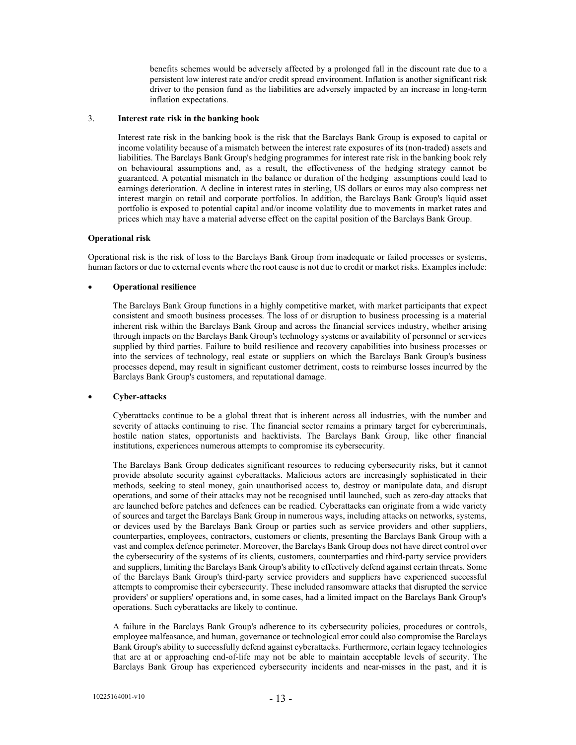benefits schemes would be adversely affected by a prolonged fall in the discount rate due to a persistent low interest rate and/or credit spread environment. Inflation is another significant risk driver to the pension fund as the liabilities are adversely impacted by an increase in long-term inflation expectations.

3. **Interest rate risk in the banking book**

Interest rate risk in the banking book is the risk that the Barclays Bank Group is exposed to capital or income volatility because of a mismatch between the interest rate exposures of its (non-traded) assets and liabilities. The Barclays Bank Group's hedging programmes for interest rate risk in the banking book rely on behavioural assumptions and, as a result, the effectiveness of the hedging strategy cannot be guaranteed. A potential mismatch in the balance or duration of the hedging assumptions could lead to earnings deterioration. A decline in interest rates in sterling, US dollars or euros may also compress net interest margin on retail and corporate portfolios. In addition, the Barclays Bank Group's liquid asset portfolio is exposed to potential capital and/or income volatility due to movements in market rates and prices which may have a material adverse effect on the capital position of the Barclays Bank Group.

**Operational risk**

Operational risk is the risk of loss to the Barclays Bank Group from inadequate or failed processes or systems, human factors or due to external events where the root cause is not due to credit or market risks. Examples include:

- **Operational resilience**

  The Barclays Bank Group functions in a highly competitive market, with market participants that expect consistent and smooth business processes. The loss of or disruption to business processing is a material inherent risk within the Barclays Bank Group and across the financial services industry, whether arising through impacts on the Barclays Bank Group's technology systems or availability of personnel or services supplied by third parties. Failure to build resilience and recovery capabilities into business processes or into the services of technology, real estate or suppliers on which the Barclays Bank Group's business processes depend, may result in significant customer detriment, costs to reimburse losses incurred by the Barclays Bank Group's customers, and reputational damage.

- **Cyber-attacks**

  Cyberattacks continue to be a global threat that is inherent across all industries, with the number and severity of attacks continuing to rise. The financial sector remains a primary target for cybercriminals, hostile nation states, opportunists and hacktivists. The Barclays Bank Group, like other financial institutions, experiences numerous attempts to compromise its cybersecurity.

  The Barclays Bank Group dedicates significant resources to reducing cybersecurity risks, but it cannot provide absolute security against cyberattacks. Malicious actors are increasingly sophisticated in their methods, seeking to steal money, gain unauthorised access to, destroy or manipulate data, and disrupt operations, and some of their attacks may not be recognised until launched, such as zero-day attacks that are launched before patches and defences can be readied. Cyberattacks can originate from a wide variety of sources and target the Barclays Bank Group in numerous ways, including attacks on networks, systems, or devices used by the Barclays Bank Group or parties such as service providers and other suppliers, counterparties, employees, contractors, customers or clients, presenting the Barclays Bank Group with a vast and complex defence perimeter. Moreover, the Barclays Bank Group does not have direct control over the cybersecurity of the systems of its clients, customers, counterparties and third-party service providers and suppliers, limiting the Barclays Bank Group's ability to effectively defend against certain threats. Some of the Barclays Bank Group's third-party service providers and suppliers have experienced successful attempts to compromise their cybersecurity. These included ransomware attacks that disrupted the service providers' or suppliers' operations and, in some cases, had a limited impact on the Barclays Bank Group's operations. Such cyberattacks are likely to continue.

  A failure in the Barclays Bank Group's adherence to its cybersecurity policies, procedures or controls, employee malfeasance, and human, governance or technological error could also compromise the Barclays Bank Group's ability to successfully defend against cyberattacks. Furthermore, certain legacy technologies that are at or approaching end-of-life may not be able to maintain acceptable levels of security. The Barclays Bank Group has experienced cybersecurity incidents and near-misses in the past, and it is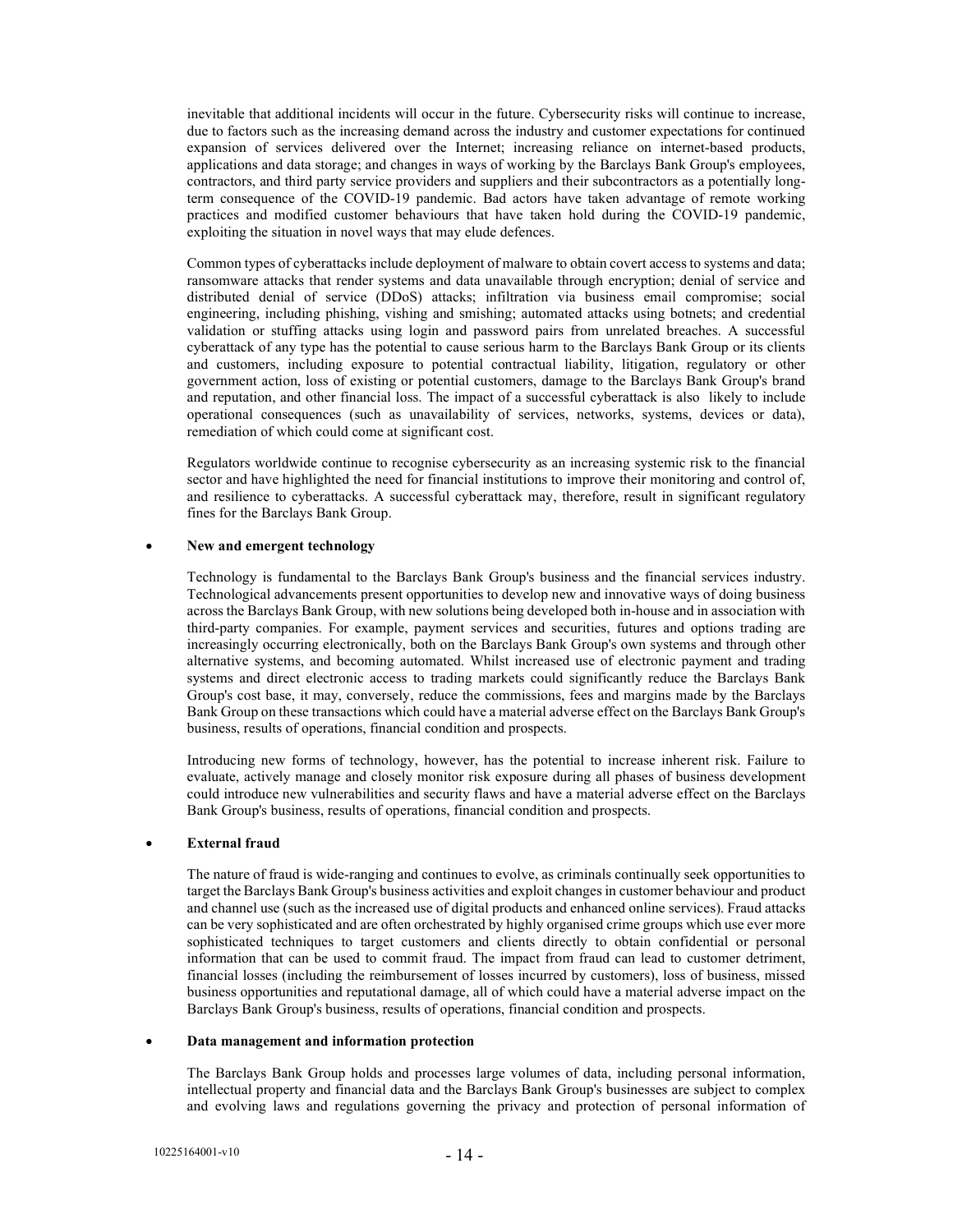inevitable that additional incidents will occur in the future. Cybersecurity risks will continue to increase, due to factors such as the increasing demand across the industry and customer expectations for continued expansion of services delivered over the Internet; increasing reliance on internet-based products, applications and data storage; and changes in ways of working by the Barclays Bank Group's employees, contractors, and third party service providers and suppliers and their subcontractors as a potentially long-term consequence of the COVID-19 pandemic. Bad actors have taken advantage of remote working practices and modified customer behaviours that have taken hold during the COVID-19 pandemic, exploiting the situation in novel ways that may elude defences.

Common types of cyberattacks include deployment of malware to obtain covert access to systems and data; ransomware attacks that render systems and data unavailable through encryption; denial of service and distributed denial of service (DDoS) attacks; infiltration via business email compromise; social engineering, including phishing, vishing and smishing; automated attacks using botnets; and credential validation or stuffing attacks using login and password pairs from unrelated breaches. A successful cyberattack of any type has the potential to cause serious harm to the Barclays Bank Group or its clients and customers, including exposure to potential contractual liability, litigation, regulatory or other government action, loss of existing or potential customers, damage to the Barclays Bank Group's brand and reputation, and other financial loss. The impact of a successful cyberattack is also likely to include operational consequences (such as unavailability of services, networks, systems, devices or data), remediation of which could come at significant cost.

Regulators worldwide continue to recognise cybersecurity as an increasing systemic risk to the financial sector and have highlighted the need for financial institutions to improve their monitoring and control of, and resilience to cyberattacks. A successful cyberattack may, therefore, result in significant regulatory fines for the Barclays Bank Group.

- **New and emergent technology**

  Technology is fundamental to the Barclays Bank Group's business and the financial services industry. Technological advancements present opportunities to develop new and innovative ways of doing business across the Barclays Bank Group, with new solutions being developed both in-house and in association with third-party companies. For example, payment services and securities, futures and options trading are increasingly occurring electronically, both on the Barclays Bank Group's own systems and through other alternative systems, and becoming automated. Whilst increased use of electronic payment and trading systems and direct electronic access to trading markets could significantly reduce the Barclays Bank Group's cost base, it may, conversely, reduce the commissions, fees and margins made by the Barclays Bank Group on these transactions which could have a material adverse effect on the Barclays Bank Group's business, results of operations, financial condition and prospects.

  Introducing new forms of technology, however, has the potential to increase inherent risk. Failure to evaluate, actively manage and closely monitor risk exposure during all phases of business development could introduce new vulnerabilities and security flaws and have a material adverse effect on the Barclays Bank Group's business, results of operations, financial condition and prospects.

- **External fraud**

  The nature of fraud is wide-ranging and continues to evolve, as criminals continually seek opportunities to target the Barclays Bank Group's business activities and exploit changes in customer behaviour and product and channel use (such as the increased use of digital products and enhanced online services). Fraud attacks can be very sophisticated and are often orchestrated by highly organised crime groups which use ever more sophisticated techniques to target customers and clients directly to obtain confidential or personal information that can be used to commit fraud. The impact from fraud can lead to customer detriment, financial losses (including the reimbursement of losses incurred by customers), loss of business, missed business opportunities and reputational damage, all of which could have a material adverse impact on the Barclays Bank Group's business, results of operations, financial condition and prospects.

- **Data management and information protection**

  The Barclays Bank Group holds and processes large volumes of data, including personal information, intellectual property and financial data and the Barclays Bank Group's businesses are subject to complex and evolving laws and regulations governing the privacy and protection of personal information of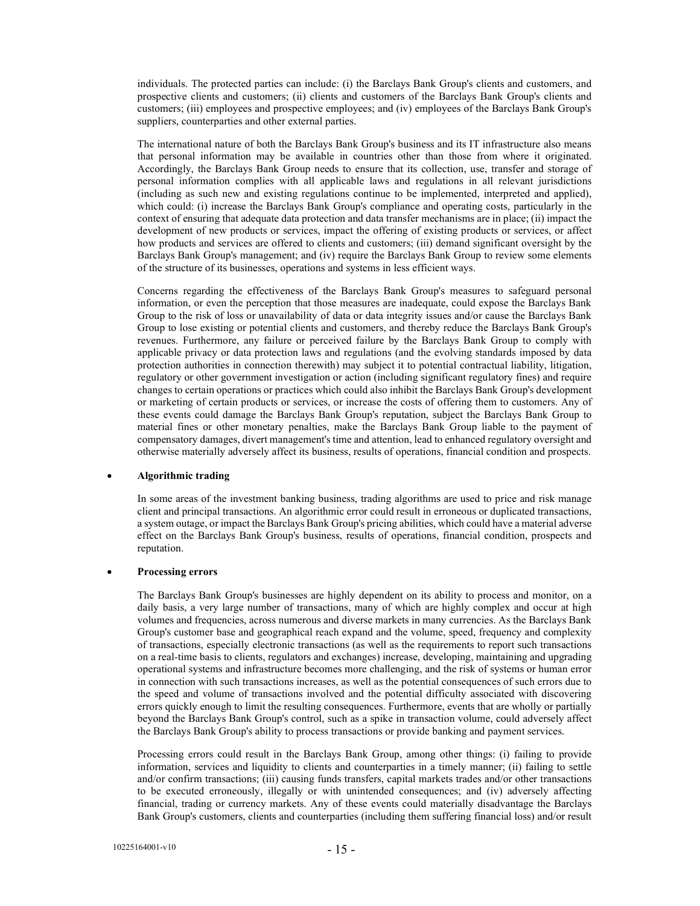individuals. The protected parties can include: (i) the Barclays Bank Group's clients and customers, and prospective clients and customers; (ii) clients and customers of the Barclays Bank Group's clients and customers; (iii) employees and prospective employees; and (iv) employees of the Barclays Bank Group's suppliers, counterparties and other external parties.

The international nature of both the Barclays Bank Group's business and its IT infrastructure also means that personal information may be available in countries other than those from where it originated. Accordingly, the Barclays Bank Group needs to ensure that its collection, use, transfer and storage of personal information complies with all applicable laws and regulations in all relevant jurisdictions (including as such new and existing regulations continue to be implemented, interpreted and applied), which could: (i) increase the Barclays Bank Group's compliance and operating costs, particularly in the context of ensuring that adequate data protection and data transfer mechanisms are in place; (ii) impact the development of new products or services, impact the offering of existing products or services, or affect how products and services are offered to clients and customers; (iii) demand significant oversight by the Barclays Bank Group's management; and (iv) require the Barclays Bank Group to review some elements of the structure of its businesses, operations and systems in less efficient ways.

Concerns regarding the effectiveness of the Barclays Bank Group's measures to safeguard personal information, or even the perception that those measures are inadequate, could expose the Barclays Bank Group to the risk of loss or unavailability of data or data integrity issues and/or cause the Barclays Bank Group to lose existing or potential clients and customers, and thereby reduce the Barclays Bank Group's revenues. Furthermore, any failure or perceived failure by the Barclays Bank Group to comply with applicable privacy or data protection laws and regulations (and the evolving standards imposed by data protection authorities in connection therewith) may subject it to potential contractual liability, litigation, regulatory or other government investigation or action (including significant regulatory fines) and require changes to certain operations or practices which could also inhibit the Barclays Bank Group's development or marketing of certain products or services, or increase the costs of offering them to customers. Any of these events could damage the Barclays Bank Group's reputation, subject the Barclays Bank Group to material fines or other monetary penalties, make the Barclays Bank Group liable to the payment of compensatory damages, divert management's time and attention, lead to enhanced regulatory oversight and otherwise materially adversely affect its business, results of operations, financial condition and prospects.

- **Algorithmic trading**

  In some areas of the investment banking business, trading algorithms are used to price and risk manage client and principal transactions. An algorithmic error could result in erroneous or duplicated transactions, a system outage, or impact the Barclays Bank Group's pricing abilities, which could have a material adverse effect on the Barclays Bank Group's business, results of operations, financial condition, prospects and reputation.

- **Processing errors**

  The Barclays Bank Group's businesses are highly dependent on its ability to process and monitor, on a daily basis, a very large number of transactions, many of which are highly complex and occur at high volumes and frequencies, across numerous and diverse markets in many currencies. As the Barclays Bank Group's customer base and geographical reach expand and the volume, speed, frequency and complexity of transactions, especially electronic transactions (as well as the requirements to report such transactions on a real-time basis to clients, regulators and exchanges) increase, developing, maintaining and upgrading operational systems and infrastructure becomes more challenging, and the risk of systems or human error in connection with such transactions increases, as well as the potential consequences of such errors due to the speed and volume of transactions involved and the potential difficulty associated with discovering errors quickly enough to limit the resulting consequences. Furthermore, events that are wholly or partially beyond the Barclays Bank Group's control, such as a spike in transaction volume, could adversely affect the Barclays Bank Group's ability to process transactions or provide banking and payment services.

  Processing errors could result in the Barclays Bank Group, among other things: (i) failing to provide information, services and liquidity to clients and counterparties in a timely manner; (ii) failing to settle and/or confirm transactions; (iii) causing funds transfers, capital markets trades and/or other transactions to be executed erroneously, illegally or with unintended consequences; and (iv) adversely affecting financial, trading or currency markets. Any of these events could materially disadvantage the Barclays Bank Group's customers, clients and counterparties (including them suffering financial loss) and/or result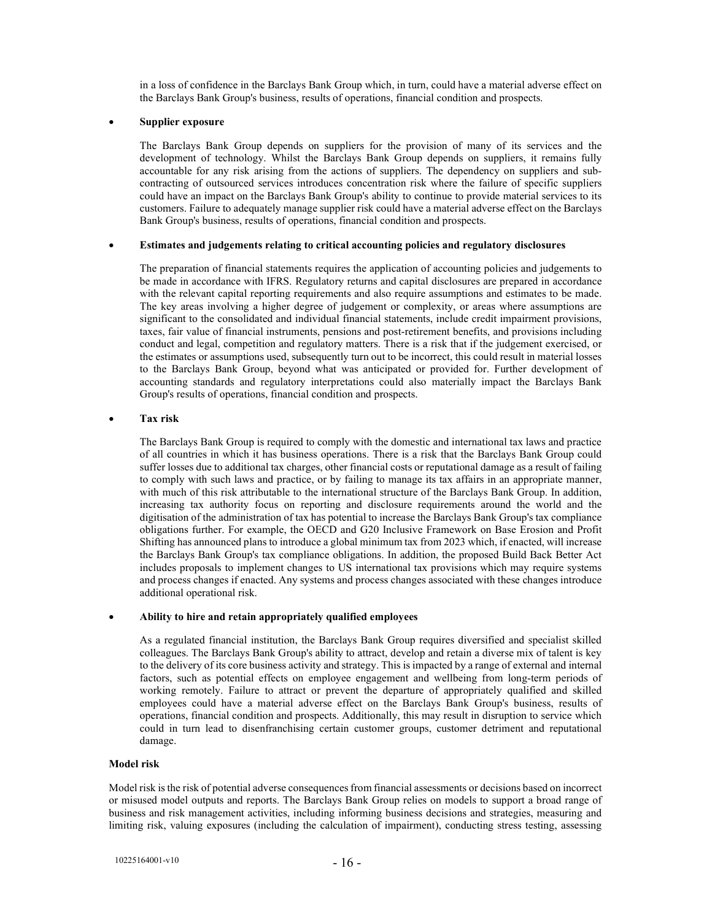in a loss of confidence in the Barclays Bank Group which, in turn, could have a material adverse effect on the Barclays Bank Group's business, results of operations, financial condition and prospects.

- **Supplier exposure**

  The Barclays Bank Group depends on suppliers for the provision of many of its services and the development of technology. Whilst the Barclays Bank Group depends on suppliers, it remains fully accountable for any risk arising from the actions of suppliers. The dependency on suppliers and sub-contracting of outsourced services introduces concentration risk where the failure of specific suppliers could have an impact on the Barclays Bank Group's ability to continue to provide material services to its customers. Failure to adequately manage supplier risk could have a material adverse effect on the Barclays Bank Group's business, results of operations, financial condition and prospects.

- **Estimates and judgements relating to critical accounting policies and regulatory disclosures**

  The preparation of financial statements requires the application of accounting policies and judgements to be made in accordance with IFRS. Regulatory returns and capital disclosures are prepared in accordance with the relevant capital reporting requirements and also require assumptions and estimates to be made. The key areas involving a higher degree of judgement or complexity, or areas where assumptions are significant to the consolidated and individual financial statements, include credit impairment provisions, taxes, fair value of financial instruments, pensions and post-retirement benefits, and provisions including conduct and legal, competition and regulatory matters. There is a risk that if the judgement exercised, or the estimates or assumptions used, subsequently turn out to be incorrect, this could result in material losses to the Barclays Bank Group, beyond what was anticipated or provided for. Further development of accounting standards and regulatory interpretations could also materially impact the Barclays Bank Group's results of operations, financial condition and prospects.

- **Tax risk**

  The Barclays Bank Group is required to comply with the domestic and international tax laws and practice of all countries in which it has business operations. There is a risk that the Barclays Bank Group could suffer losses due to additional tax charges, other financial costs or reputational damage as a result of failing to comply with such laws and practice, or by failing to manage its tax affairs in an appropriate manner, with much of this risk attributable to the international structure of the Barclays Bank Group. In addition, increasing tax authority focus on reporting and disclosure requirements around the world and the digitisation of the administration of tax has potential to increase the Barclays Bank Group's tax compliance obligations further. For example, the OECD and G20 Inclusive Framework on Base Erosion and Profit Shifting has announced plans to introduce a global minimum tax from 2023 which, if enacted, will increase the Barclays Bank Group's tax compliance obligations. In addition, the proposed Build Back Better Act includes proposals to implement changes to US international tax provisions which may require systems and process changes if enacted. Any systems and process changes associated with these changes introduce additional operational risk.

- **Ability to hire and retain appropriately qualified employees**

  As a regulated financial institution, the Barclays Bank Group requires diversified and specialist skilled colleagues. The Barclays Bank Group's ability to attract, develop and retain a diverse mix of talent is key to the delivery of its core business activity and strategy. This is impacted by a range of external and internal factors, such as potential effects on employee engagement and wellbeing from long-term periods of working remotely. Failure to attract or prevent the departure of appropriately qualified and skilled employees could have a material adverse effect on the Barclays Bank Group's business, results of operations, financial condition and prospects. Additionally, this may result in disruption to service which could in turn lead to disenfranchising certain customer groups, customer detriment and reputational damage.

**Model risk**

Model risk is the risk of potential adverse consequences from financial assessments or decisions based on incorrect or misused model outputs and reports. The Barclays Bank Group relies on models to support a broad range of business and risk management activities, including informing business decisions and strategies, measuring and limiting risk, valuing exposures (including the calculation of impairment), conducting stress testing, assessing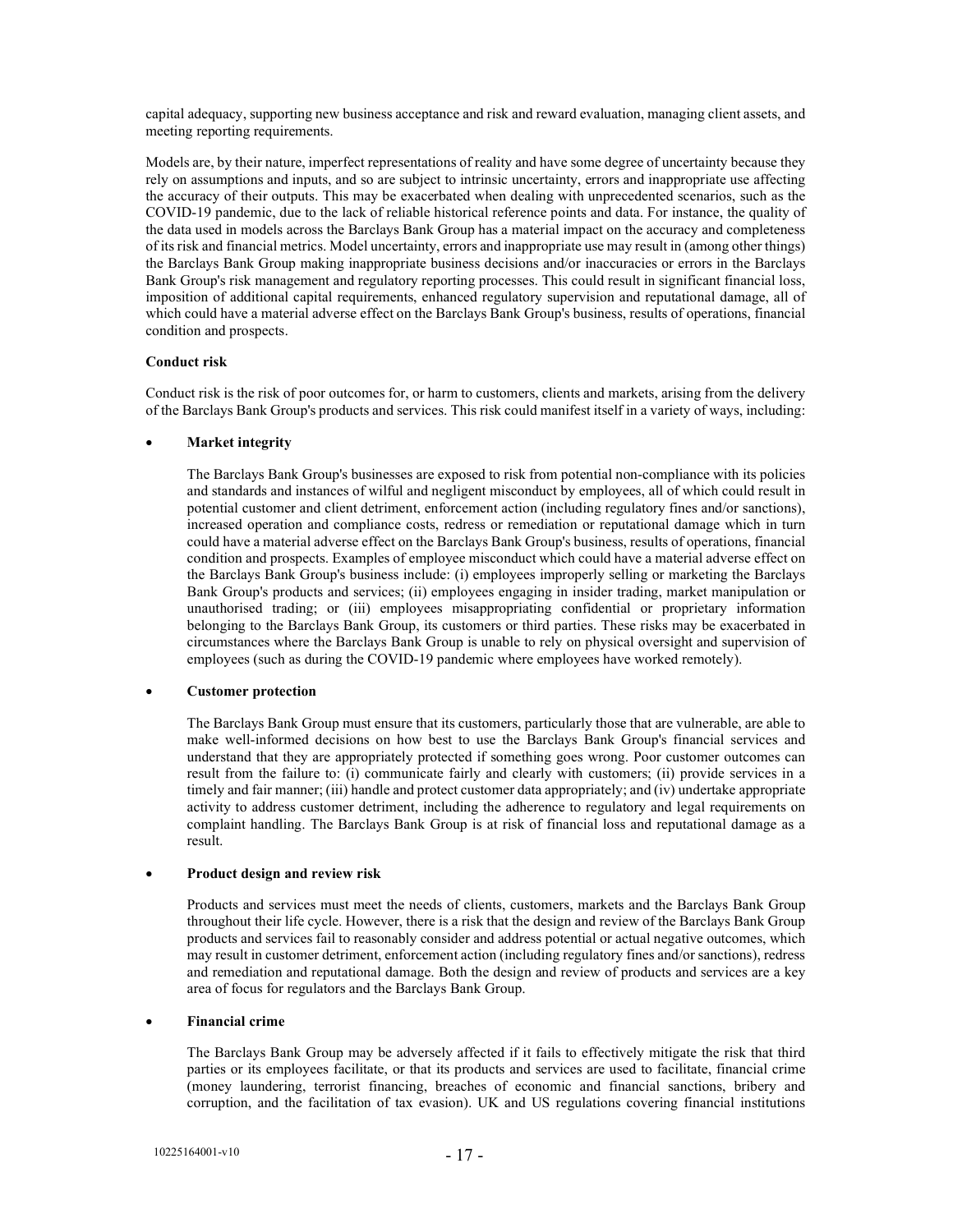capital adequacy, supporting new business acceptance and risk and reward evaluation, managing client assets, and meeting reporting requirements.

Models are, by their nature, imperfect representations of reality and have some degree of uncertainty because they rely on assumptions and inputs, and so are subject to intrinsic uncertainty, errors and inappropriate use affecting the accuracy of their outputs. This may be exacerbated when dealing with unprecedented scenarios, such as the COVID-19 pandemic, due to the lack of reliable historical reference points and data. For instance, the quality of the data used in models across the Barclays Bank Group has a material impact on the accuracy and completeness of its risk and financial metrics. Model uncertainty, errors and inappropriate use may result in (among other things) the Barclays Bank Group making inappropriate business decisions and/or inaccuracies or errors in the Barclays Bank Group's risk management and regulatory reporting processes. This could result in significant financial loss, imposition of additional capital requirements, enhanced regulatory supervision and reputational damage, all of which could have a material adverse effect on the Barclays Bank Group's business, results of operations, financial condition and prospects.

**Conduct risk**

Conduct risk is the risk of poor outcomes for, or harm to customers, clients and markets, arising from the delivery of the Barclays Bank Group's products and services. This risk could manifest itself in a variety of ways, including:

- **Market integrity**

  The Barclays Bank Group's businesses are exposed to risk from potential non-compliance with its policies and standards and instances of wilful and negligent misconduct by employees, all of which could result in potential customer and client detriment, enforcement action (including regulatory fines and/or sanctions), increased operation and compliance costs, redress or remediation or reputational damage which in turn could have a material adverse effect on the Barclays Bank Group's business, results of operations, financial condition and prospects. Examples of employee misconduct which could have a material adverse effect on the Barclays Bank Group's business include: (i) employees improperly selling or marketing the Barclays Bank Group's products and services; (ii) employees engaging in insider trading, market manipulation or unauthorised trading; or (iii) employees misappropriating confidential or proprietary information belonging to the Barclays Bank Group, its customers or third parties. These risks may be exacerbated in circumstances where the Barclays Bank Group is unable to rely on physical oversight and supervision of employees (such as during the COVID-19 pandemic where employees have worked remotely).

- **Customer protection**

  The Barclays Bank Group must ensure that its customers, particularly those that are vulnerable, are able to make well-informed decisions on how best to use the Barclays Bank Group's financial services and understand that they are appropriately protected if something goes wrong. Poor customer outcomes can result from the failure to: (i) communicate fairly and clearly with customers; (ii) provide services in a timely and fair manner; (iii) handle and protect customer data appropriately; and (iv) undertake appropriate activity to address customer detriment, including the adherence to regulatory and legal requirements on complaint handling. The Barclays Bank Group is at risk of financial loss and reputational damage as a result.

- **Product design and review risk**

  Products and services must meet the needs of clients, customers, markets and the Barclays Bank Group throughout their life cycle. However, there is a risk that the design and review of the Barclays Bank Group products and services fail to reasonably consider and address potential or actual negative outcomes, which may result in customer detriment, enforcement action (including regulatory fines and/or sanctions), redress and remediation and reputational damage. Both the design and review of products and services are a key area of focus for regulators and the Barclays Bank Group.

- **Financial crime**

  The Barclays Bank Group may be adversely affected if it fails to effectively mitigate the risk that third parties or its employees facilitate, or that its products and services are used to facilitate, financial crime (money laundering, terrorist financing, breaches of economic and financial sanctions, bribery and corruption, and the facilitation of tax evasion). UK and US regulations covering financial institutions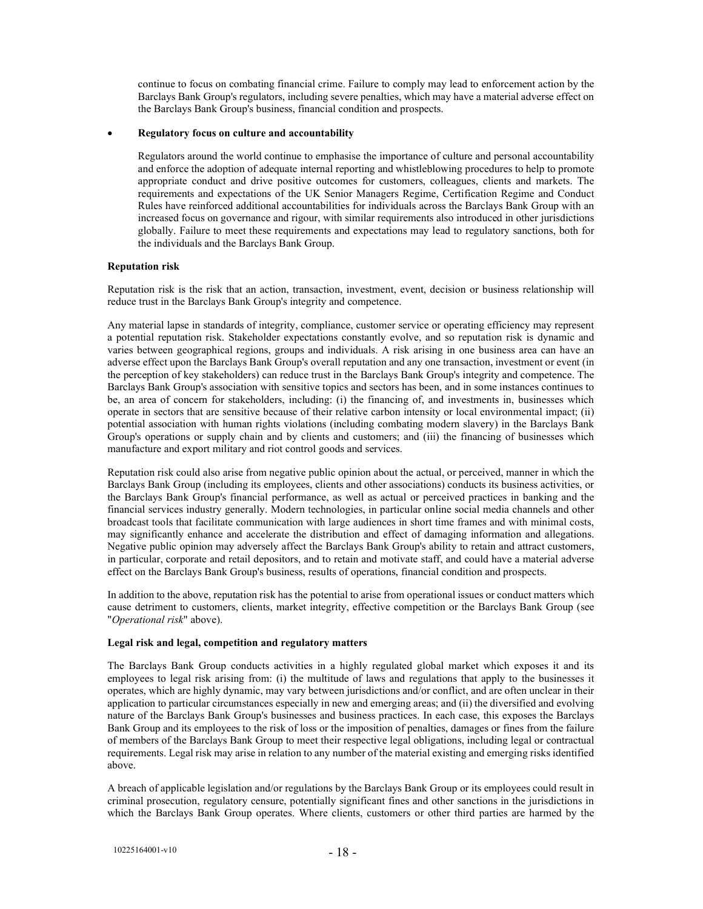continue to focus on combating financial crime. Failure to comply may lead to enforcement action by the Barclays Bank Group's regulators, including severe penalties, which may have a material adverse effect on the Barclays Bank Group's business, financial condition and prospects.

- **Regulatory focus on culture and accountability**

  Regulators around the world continue to emphasise the importance of culture and personal accountability and enforce the adoption of adequate internal reporting and whistleblowing procedures to help to promote appropriate conduct and drive positive outcomes for customers, colleagues, clients and markets. The requirements and expectations of the UK Senior Managers Regime, Certification Regime and Conduct Rules have reinforced additional accountabilities for individuals across the Barclays Bank Group with an increased focus on governance and rigour, with similar requirements also introduced in other jurisdictions globally. Failure to meet these requirements and expectations may lead to regulatory sanctions, both for the individuals and the Barclays Bank Group.

**Reputation risk**

Reputation risk is the risk that an action, transaction, investment, event, decision or business relationship will reduce trust in the Barclays Bank Group's integrity and competence.

Any material lapse in standards of integrity, compliance, customer service or operating efficiency may represent a potential reputation risk. Stakeholder expectations constantly evolve, and so reputation risk is dynamic and varies between geographical regions, groups and individuals. A risk arising in one business area can have an adverse effect upon the Barclays Bank Group's overall reputation and any one transaction, investment or event (in the perception of key stakeholders) can reduce trust in the Barclays Bank Group's integrity and competence. The Barclays Bank Group's association with sensitive topics and sectors has been, and in some instances continues to be, an area of concern for stakeholders, including: (i) the financing of, and investments in, businesses which operate in sectors that are sensitive because of their relative carbon intensity or local environmental impact; (ii) potential association with human rights violations (including combating modern slavery) in the Barclays Bank Group's operations or supply chain and by clients and customers; and (iii) the financing of businesses which manufacture and export military and riot control goods and services.

Reputation risk could also arise from negative public opinion about the actual, or perceived, manner in which the Barclays Bank Group (including its employees, clients and other associations) conducts its business activities, or the Barclays Bank Group's financial performance, as well as actual or perceived practices in banking and the financial services industry generally. Modern technologies, in particular online social media channels and other broadcast tools that facilitate communication with large audiences in short time frames and with minimal costs, may significantly enhance and accelerate the distribution and effect of damaging information and allegations. Negative public opinion may adversely affect the Barclays Bank Group's ability to retain and attract customers, in particular, corporate and retail depositors, and to retain and motivate staff, and could have a material adverse effect on the Barclays Bank Group's business, results of operations, financial condition and prospects.

In addition to the above, reputation risk has the potential to arise from operational issues or conduct matters which cause detriment to customers, clients, market integrity, effective competition or the Barclays Bank Group (see "*Operational risk*" above).

**Legal risk and legal, competition and regulatory matters**

The Barclays Bank Group conducts activities in a highly regulated global market which exposes it and its employees to legal risk arising from: (i) the multitude of laws and regulations that apply to the businesses it operates, which are highly dynamic, may vary between jurisdictions and/or conflict, and are often unclear in their application to particular circumstances especially in new and emerging areas; and (ii) the diversified and evolving nature of the Barclays Bank Group's businesses and business practices. In each case, this exposes the Barclays Bank Group and its employees to the risk of loss or the imposition of penalties, damages or fines from the failure of members of the Barclays Bank Group to meet their respective legal obligations, including legal or contractual requirements. Legal risk may arise in relation to any number of the material existing and emerging risks identified above.

A breach of applicable legislation and/or regulations by the Barclays Bank Group or its employees could result in criminal prosecution, regulatory censure, potentially significant fines and other sanctions in the jurisdictions in which the Barclays Bank Group operates. Where clients, customers or other third parties are harmed by the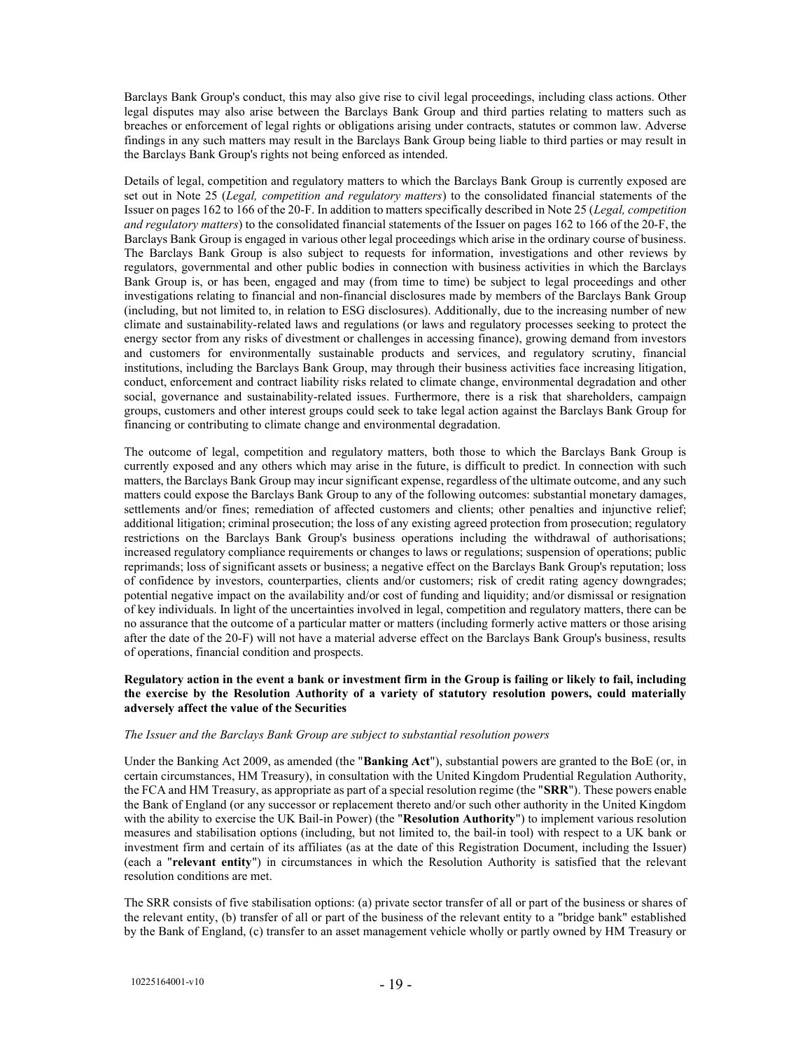Barclays Bank Group's conduct, this may also give rise to civil legal proceedings, including class actions. Other legal disputes may also arise between the Barclays Bank Group and third parties relating to matters such as breaches or enforcement of legal rights or obligations arising under contracts, statutes or common law. Adverse findings in any such matters may result in the Barclays Bank Group being liable to third parties or may result in the Barclays Bank Group's rights not being enforced as intended.

Details of legal, competition and regulatory matters to which the Barclays Bank Group is currently exposed are set out in Note 25 (*Legal, competition and regulatory matters*) to the consolidated financial statements of the Issuer on pages 162 to 166 of the 20-F. In addition to matters specifically described in Note 25 (*Legal, competition and regulatory matters*) to the consolidated financial statements of the Issuer on pages 162 to 166 of the 20-F, the Barclays Bank Group is engaged in various other legal proceedings which arise in the ordinary course of business. The Barclays Bank Group is also subject to requests for information, investigations and other reviews by regulators, governmental and other public bodies in connection with business activities in which the Barclays Bank Group is, or has been, engaged and may (from time to time) be subject to legal proceedings and other investigations relating to financial and non-financial disclosures made by members of the Barclays Bank Group (including, but not limited to, in relation to ESG disclosures). Additionally, due to the increasing number of new climate and sustainability-related laws and regulations (or laws and regulatory processes seeking to protect the energy sector from any risks of divestment or challenges in accessing finance), growing demand from investors and customers for environmentally sustainable products and services, and regulatory scrutiny, financial institutions, including the Barclays Bank Group, may through their business activities face increasing litigation, conduct, enforcement and contract liability risks related to climate change, environmental degradation and other social, governance and sustainability-related issues. Furthermore, there is a risk that shareholders, campaign groups, customers and other interest groups could seek to take legal action against the Barclays Bank Group for financing or contributing to climate change and environmental degradation.

The outcome of legal, competition and regulatory matters, both those to which the Barclays Bank Group is currently exposed and any others which may arise in the future, is difficult to predict. In connection with such matters, the Barclays Bank Group may incur significant expense, regardless of the ultimate outcome, and any such matters could expose the Barclays Bank Group to any of the following outcomes: substantial monetary damages, settlements and/or fines; remediation of affected customers and clients; other penalties and injunctive relief; additional litigation; criminal prosecution; the loss of any existing agreed protection from prosecution; regulatory restrictions on the Barclays Bank Group's business operations including the withdrawal of authorisations; increased regulatory compliance requirements or changes to laws or regulations; suspension of operations; public reprimands; loss of significant assets or business; a negative effect on the Barclays Bank Group's reputation; loss of confidence by investors, counterparties, clients and/or customers; risk of credit rating agency downgrades; potential negative impact on the availability and/or cost of funding and liquidity; and/or dismissal or resignation of key individuals. In light of the uncertainties involved in legal, competition and regulatory matters, there can be no assurance that the outcome of a particular matter or matters (including formerly active matters or those arising after the date of the 20-F) will not have a material adverse effect on the Barclays Bank Group's business, results of operations, financial condition and prospects.

**Regulatory action in the event a bank or investment firm in the Group is failing or likely to fail, including the exercise by the Resolution Authority of a variety of statutory resolution powers, could materially adversely affect the value of the Securities**

*The Issuer and the Barclays Bank Group are subject to substantial resolution powers*

Under the Banking Act 2009, as amended (the "**Banking Act**"), substantial powers are granted to the BoE (or, in certain circumstances, HM Treasury), in consultation with the United Kingdom Prudential Regulation Authority, the FCA and HM Treasury, as appropriate as part of a special resolution regime (the "**SRR**"). These powers enable the Bank of England (or any successor or replacement thereto and/or such other authority in the United Kingdom with the ability to exercise the UK Bail-in Power) (the "**Resolution Authority**") to implement various resolution measures and stabilisation options (including, but not limited to, the bail-in tool) with respect to a UK bank or investment firm and certain of its affiliates (as at the date of this Registration Document, including the Issuer) (each a "**relevant entity**") in circumstances in which the Resolution Authority is satisfied that the relevant resolution conditions are met.

The SRR consists of five stabilisation options: (a) private sector transfer of all or part of the business or shares of the relevant entity, (b) transfer of all or part of the business of the relevant entity to a "bridge bank" established by the Bank of England, (c) transfer to an asset management vehicle wholly or partly owned by HM Treasury or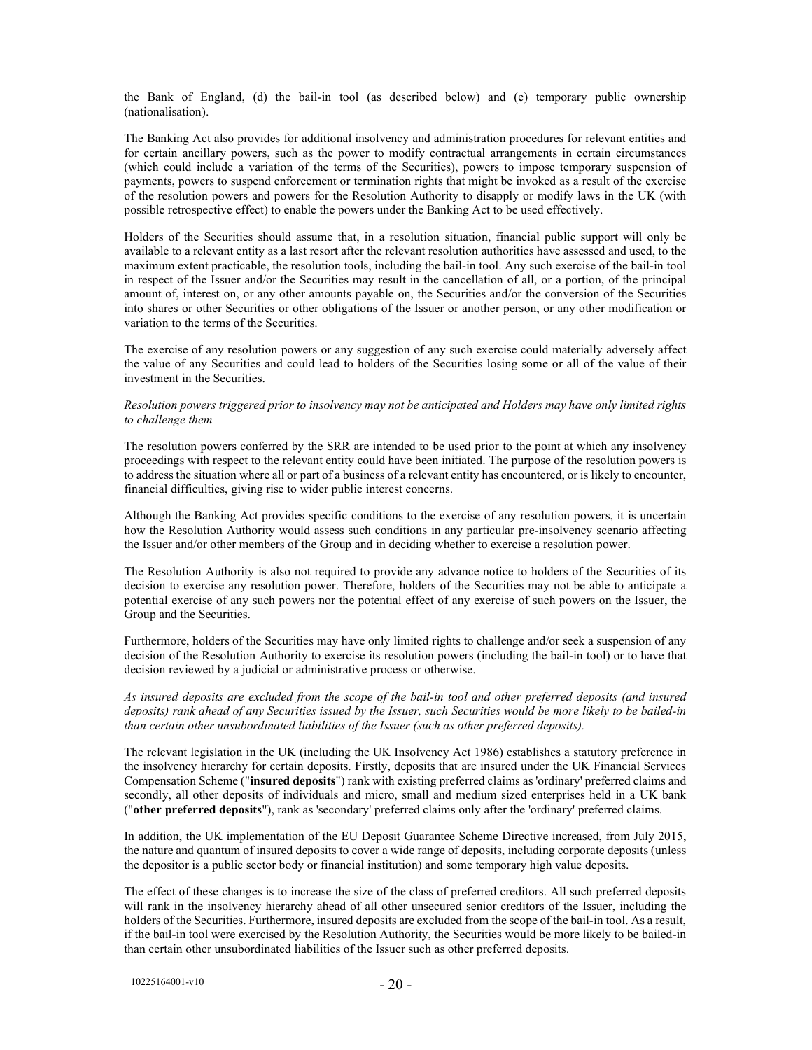the Bank of England, (d) the bail-in tool (as described below) and (e) temporary public ownership (nationalisation).

The Banking Act also provides for additional insolvency and administration procedures for relevant entities and for certain ancillary powers, such as the power to modify contractual arrangements in certain circumstances (which could include a variation of the terms of the Securities), powers to impose temporary suspension of payments, powers to suspend enforcement or termination rights that might be invoked as a result of the exercise of the resolution powers and powers for the Resolution Authority to disapply or modify laws in the UK (with possible retrospective effect) to enable the powers under the Banking Act to be used effectively.

Holders of the Securities should assume that, in a resolution situation, financial public support will only be available to a relevant entity as a last resort after the relevant resolution authorities have assessed and used, to the maximum extent practicable, the resolution tools, including the bail-in tool. Any such exercise of the bail-in tool in respect of the Issuer and/or the Securities may result in the cancellation of all, or a portion, of the principal amount of, interest on, or any other amounts payable on, the Securities and/or the conversion of the Securities into shares or other Securities or other obligations of the Issuer or another person, or any other modification or variation to the terms of the Securities.

The exercise of any resolution powers or any suggestion of any such exercise could materially adversely affect the value of any Securities and could lead to holders of the Securities losing some or all of the value of their investment in the Securities.

*Resolution powers triggered prior to insolvency may not be anticipated and Holders may have only limited rights to challenge them*

The resolution powers conferred by the SRR are intended to be used prior to the point at which any insolvency proceedings with respect to the relevant entity could have been initiated. The purpose of the resolution powers is to address the situation where all or part of a business of a relevant entity has encountered, or is likely to encounter, financial difficulties, giving rise to wider public interest concerns.

Although the Banking Act provides specific conditions to the exercise of any resolution powers, it is uncertain how the Resolution Authority would assess such conditions in any particular pre-insolvency scenario affecting the Issuer and/or other members of the Group and in deciding whether to exercise a resolution power.

The Resolution Authority is also not required to provide any advance notice to holders of the Securities of its decision to exercise any resolution power. Therefore, holders of the Securities may not be able to anticipate a potential exercise of any such powers nor the potential effect of any exercise of such powers on the Issuer, the Group and the Securities.

Furthermore, holders of the Securities may have only limited rights to challenge and/or seek a suspension of any decision of the Resolution Authority to exercise its resolution powers (including the bail-in tool) or to have that decision reviewed by a judicial or administrative process or otherwise.

*As insured deposits are excluded from the scope of the bail-in tool and other preferred deposits (and insured deposits) rank ahead of any Securities issued by the Issuer, such Securities would be more likely to be bailed-in than certain other unsubordinated liabilities of the Issuer (such as other preferred deposits).*

The relevant legislation in the UK (including the UK Insolvency Act 1986) establishes a statutory preference in the insolvency hierarchy for certain deposits. Firstly, deposits that are insured under the UK Financial Services Compensation Scheme ("**insured deposits**") rank with existing preferred claims as 'ordinary' preferred claims and secondly, all other deposits of individuals and micro, small and medium sized enterprises held in a UK bank ("**other preferred deposits**"), rank as 'secondary' preferred claims only after the 'ordinary' preferred claims.

In addition, the UK implementation of the EU Deposit Guarantee Scheme Directive increased, from July 2015, the nature and quantum of insured deposits to cover a wide range of deposits, including corporate deposits (unless the depositor is a public sector body or financial institution) and some temporary high value deposits.

The effect of these changes is to increase the size of the class of preferred creditors. All such preferred deposits will rank in the insolvency hierarchy ahead of all other unsecured senior creditors of the Issuer, including the holders of the Securities. Furthermore, insured deposits are excluded from the scope of the bail-in tool. As a result, if the bail-in tool were exercised by the Resolution Authority, the Securities would be more likely to be bailed-in than certain other unsubordinated liabilities of the Issuer such as other preferred deposits.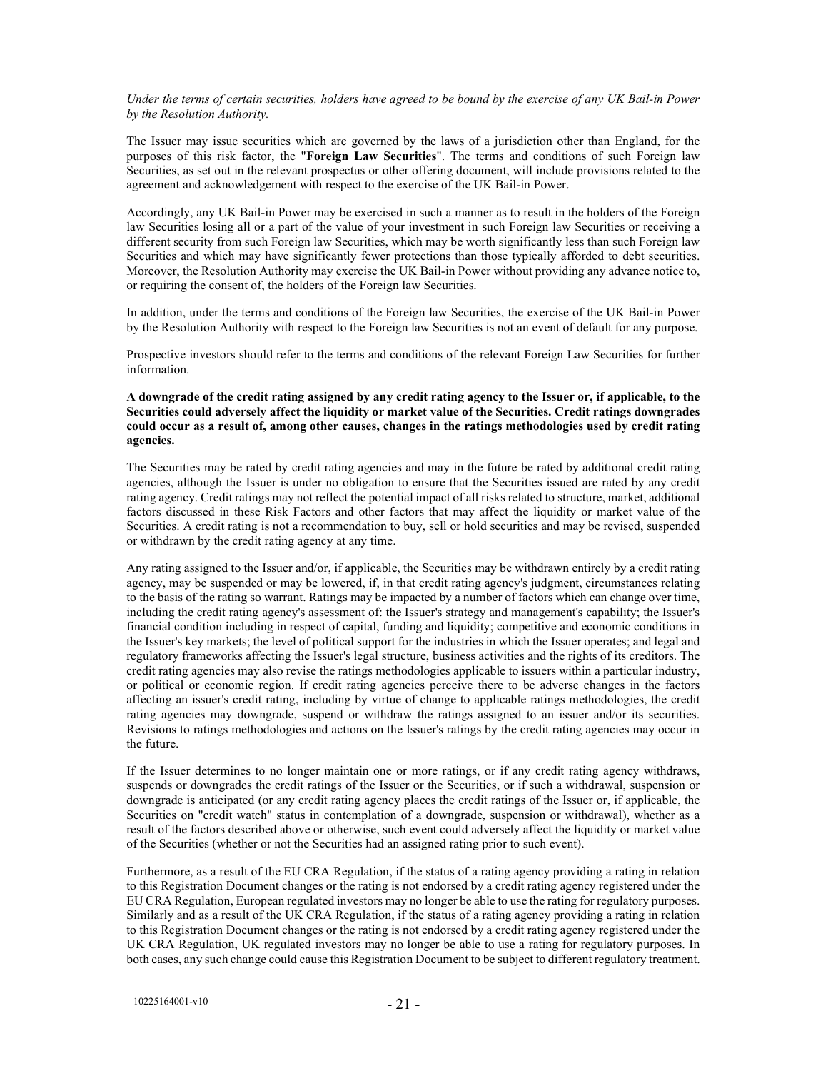*Under the terms of certain securities, holders have agreed to be bound by the exercise of any UK Bail-in Power by the Resolution Authority.*

The Issuer may issue securities which are governed by the laws of a jurisdiction other than England, for the purposes of this risk factor, the "**Foreign Law Securities**". The terms and conditions of such Foreign law Securities, as set out in the relevant prospectus or other offering document, will include provisions related to the agreement and acknowledgement with respect to the exercise of the UK Bail-in Power.

Accordingly, any UK Bail-in Power may be exercised in such a manner as to result in the holders of the Foreign law Securities losing all or a part of the value of your investment in such Foreign law Securities or receiving a different security from such Foreign law Securities, which may be worth significantly less than such Foreign law Securities and which may have significantly fewer protections than those typically afforded to debt securities. Moreover, the Resolution Authority may exercise the UK Bail-in Power without providing any advance notice to, or requiring the consent of, the holders of the Foreign law Securities.

In addition, under the terms and conditions of the Foreign law Securities, the exercise of the UK Bail-in Power by the Resolution Authority with respect to the Foreign law Securities is not an event of default for any purpose.

Prospective investors should refer to the terms and conditions of the relevant Foreign Law Securities for further information.

**A downgrade of the credit rating assigned by any credit rating agency to the Issuer or, if applicable, to the Securities could adversely affect the liquidity or market value of the Securities. Credit ratings downgrades could occur as a result of, among other causes, changes in the ratings methodologies used by credit rating agencies.**

The Securities may be rated by credit rating agencies and may in the future be rated by additional credit rating agencies, although the Issuer is under no obligation to ensure that the Securities issued are rated by any credit rating agency. Credit ratings may not reflect the potential impact of all risks related to structure, market, additional factors discussed in these Risk Factors and other factors that may affect the liquidity or market value of the Securities. A credit rating is not a recommendation to buy, sell or hold securities and may be revised, suspended or withdrawn by the credit rating agency at any time.

Any rating assigned to the Issuer and/or, if applicable, the Securities may be withdrawn entirely by a credit rating agency, may be suspended or may be lowered, if, in that credit rating agency's judgment, circumstances relating to the basis of the rating so warrant. Ratings may be impacted by a number of factors which can change over time, including the credit rating agency's assessment of: the Issuer's strategy and management's capability; the Issuer's financial condition including in respect of capital, funding and liquidity; competitive and economic conditions in the Issuer's key markets; the level of political support for the industries in which the Issuer operates; and legal and regulatory frameworks affecting the Issuer's legal structure, business activities and the rights of its creditors. The credit rating agencies may also revise the ratings methodologies applicable to issuers within a particular industry, or political or economic region. If credit rating agencies perceive there to be adverse changes in the factors affecting an issuer's credit rating, including by virtue of change to applicable ratings methodologies, the credit rating agencies may downgrade, suspend or withdraw the ratings assigned to an issuer and/or its securities. Revisions to ratings methodologies and actions on the Issuer's ratings by the credit rating agencies may occur in the future.

If the Issuer determines to no longer maintain one or more ratings, or if any credit rating agency withdraws, suspends or downgrades the credit ratings of the Issuer or the Securities, or if such a withdrawal, suspension or downgrade is anticipated (or any credit rating agency places the credit ratings of the Issuer or, if applicable, the Securities on "credit watch" status in contemplation of a downgrade, suspension or withdrawal), whether as a result of the factors described above or otherwise, such event could adversely affect the liquidity or market value of the Securities (whether or not the Securities had an assigned rating prior to such event).

Furthermore, as a result of the EU CRA Regulation, if the status of a rating agency providing a rating in relation to this Registration Document changes or the rating is not endorsed by a credit rating agency registered under the EU CRA Regulation, European regulated investors may no longer be able to use the rating for regulatory purposes. Similarly and as a result of the UK CRA Regulation, if the status of a rating agency providing a rating in relation to this Registration Document changes or the rating is not endorsed by a credit rating agency registered under the UK CRA Regulation, UK regulated investors may no longer be able to use a rating for regulatory purposes. In both cases, any such change could cause this Registration Document to be subject to different regulatory treatment.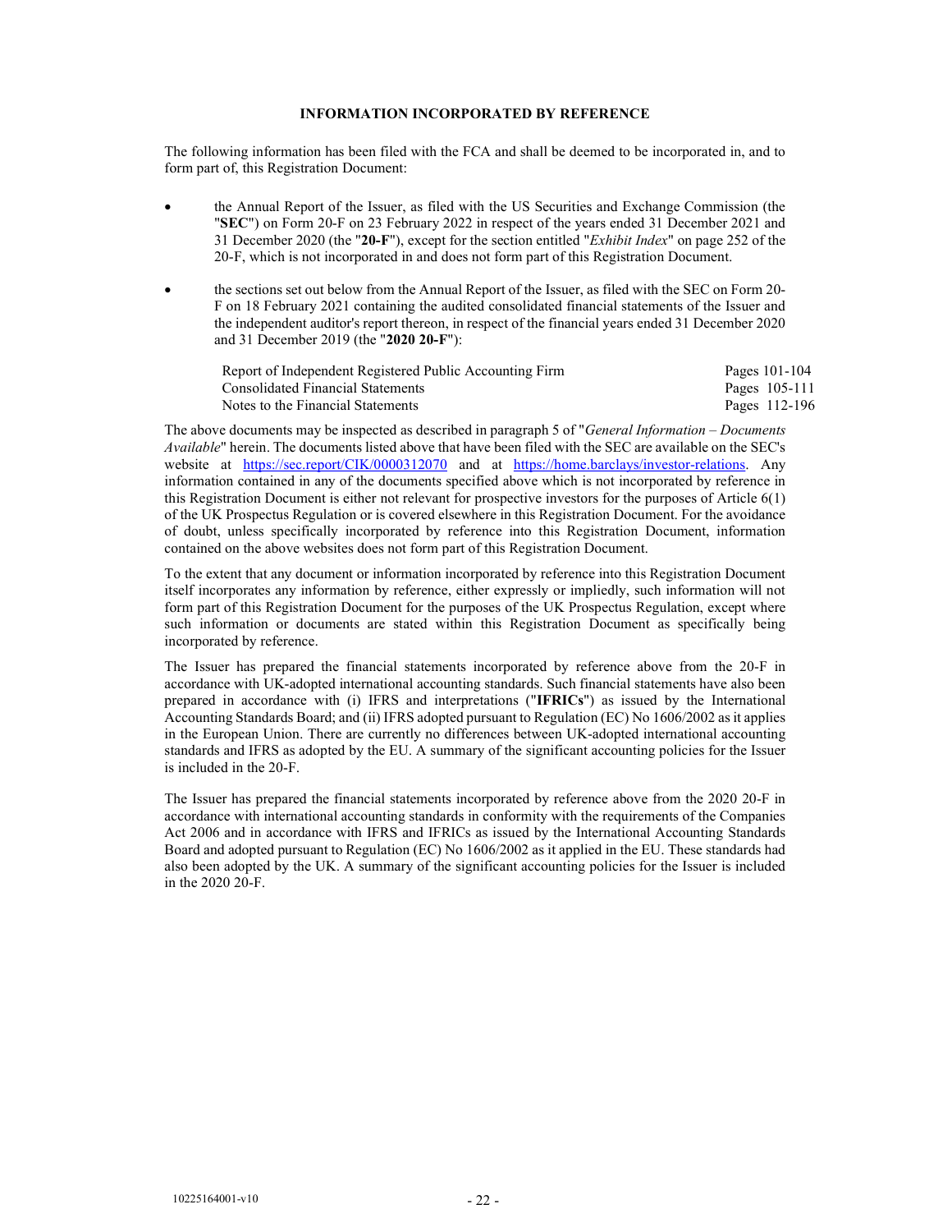## INFORMATION INCORPORATED BY REFERENCE

The following information has been filed with the FCA and shall be deemed to be incorporated in, and to form part of, this Registration Document:

- the Annual Report of the Issuer, as filed with the US Securities and Exchange Commission (the "**SEC**") on Form 20-F on 23 February 2022 in respect of the years ended 31 December 2021 and 31 December 2020 (the "**20-F**"), except for the section entitled "*Exhibit Index*" on page 252 of the 20-F, which is not incorporated in and does not form part of this Registration Document.

- the sections set out below from the Annual Report of the Issuer, as filed with the SEC on Form 20-F on 18 February 2021 containing the audited consolidated financial statements of the Issuer and the independent auditor's report thereon, in respect of the financial years ended 31 December 2020 and 31 December 2019 (the "**2020 20-F**"):

| | |
|---|---|
| Report of Independent Registered Public Accounting Firm | Pages 101-104 |
| Consolidated Financial Statements | Pages 105-111 |
| Notes to the Financial Statements | Pages 112-196 |

The above documents may be inspected as described in paragraph 5 of "*General Information – Documents Available*" herein. The documents listed above that have been filed with the SEC are available on the SEC's website at https://sec.report/CIK/0000312070 and at https://home.barclays/investor-relations. Any information contained in any of the documents specified above which is not incorporated by reference in this Registration Document is either not relevant for prospective investors for the purposes of Article 6(1) of the UK Prospectus Regulation or is covered elsewhere in this Registration Document. For the avoidance of doubt, unless specifically incorporated by reference into this Registration Document, information contained on the above websites does not form part of this Registration Document.

To the extent that any document or information incorporated by reference into this Registration Document itself incorporates any information by reference, either expressly or impliedly, such information will not form part of this Registration Document for the purposes of the UK Prospectus Regulation, except where such information or documents are stated within this Registration Document as specifically being incorporated by reference.

The Issuer has prepared the financial statements incorporated by reference above from the 20-F in accordance with UK-adopted international accounting standards. Such financial statements have also been prepared in accordance with (i) IFRS and interpretations ("**IFRICs**") as issued by the International Accounting Standards Board; and (ii) IFRS adopted pursuant to Regulation (EC) No 1606/2002 as it applies in the European Union. There are currently no differences between UK-adopted international accounting standards and IFRS as adopted by the EU. A summary of the significant accounting policies for the Issuer is included in the 20-F.

The Issuer has prepared the financial statements incorporated by reference above from the 2020 20-F in accordance with international accounting standards in conformity with the requirements of the Companies Act 2006 and in accordance with IFRS and IFRICs as issued by the International Accounting Standards Board and adopted pursuant to Regulation (EC) No 1606/2002 as it applied in the EU. These standards had also been adopted by the UK. A summary of the significant accounting policies for the Issuer is included in the 2020 20-F.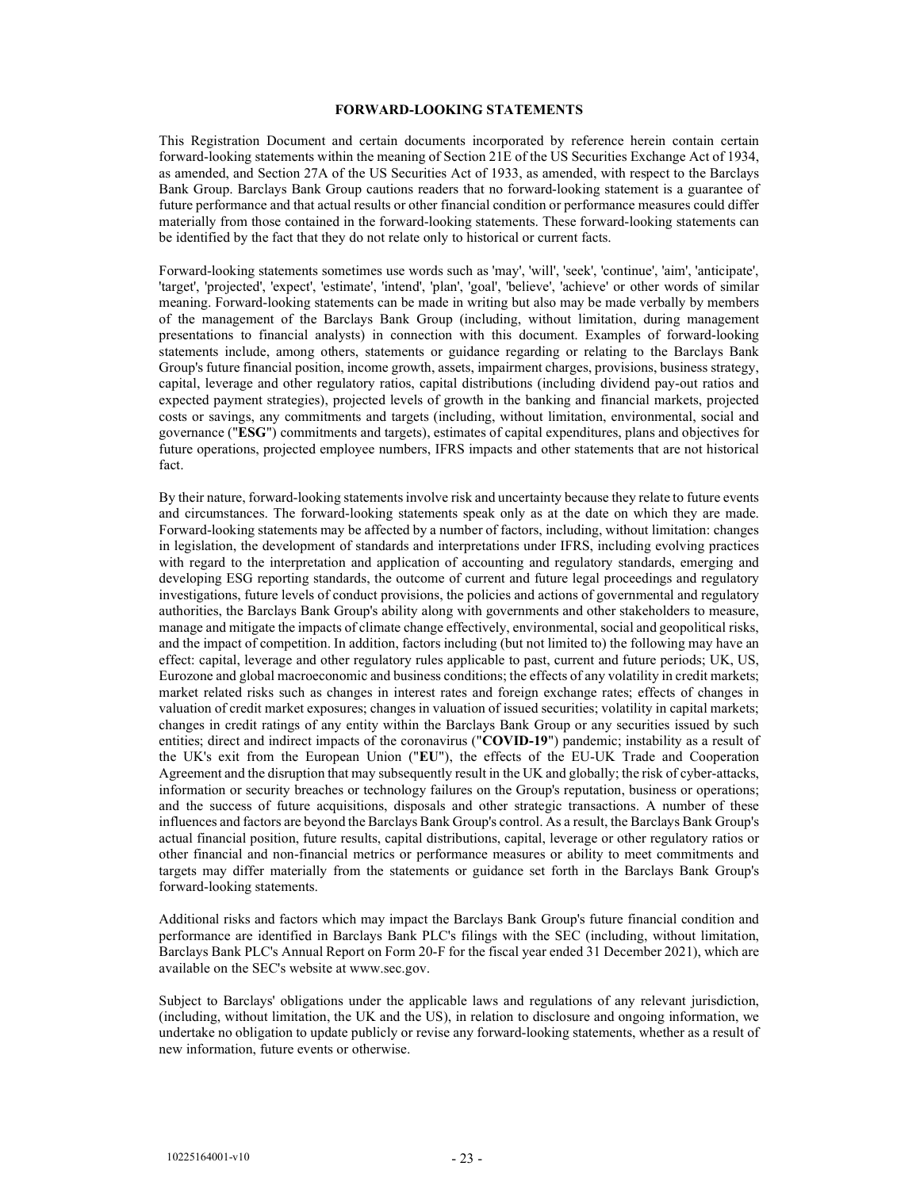## FORWARD-LOOKING STATEMENTS

This Registration Document and certain documents incorporated by reference herein contain certain forward-looking statements within the meaning of Section 21E of the US Securities Exchange Act of 1934, as amended, and Section 27A of the US Securities Act of 1933, as amended, with respect to the Barclays Bank Group. Barclays Bank Group cautions readers that no forward-looking statement is a guarantee of future performance and that actual results or other financial condition or performance measures could differ materially from those contained in the forward-looking statements. These forward-looking statements can be identified by the fact that they do not relate only to historical or current facts.

Forward-looking statements sometimes use words such as 'may', 'will', 'seek', 'continue', 'aim', 'anticipate', 'target', 'projected', 'expect', 'estimate', 'intend', 'plan', 'goal', 'believe', 'achieve' or other words of similar meaning. Forward-looking statements can be made in writing but also may be made verbally by members of the management of the Barclays Bank Group (including, without limitation, during management presentations to financial analysts) in connection with this document. Examples of forward-looking statements include, among others, statements or guidance regarding or relating to the Barclays Bank Group's future financial position, income growth, assets, impairment charges, provisions, business strategy, capital, leverage and other regulatory ratios, capital distributions (including dividend pay-out ratios and expected payment strategies), projected levels of growth in the banking and financial markets, projected costs or savings, any commitments and targets (including, without limitation, environmental, social and governance ("**ESG**") commitments and targets), estimates of capital expenditures, plans and objectives for future operations, projected employee numbers, IFRS impacts and other statements that are not historical fact.

By their nature, forward-looking statements involve risk and uncertainty because they relate to future events and circumstances. The forward-looking statements speak only as at the date on which they are made. Forward-looking statements may be affected by a number of factors, including, without limitation: changes in legislation, the development of standards and interpretations under IFRS, including evolving practices with regard to the interpretation and application of accounting and regulatory standards, emerging and developing ESG reporting standards, the outcome of current and future legal proceedings and regulatory investigations, future levels of conduct provisions, the policies and actions of governmental and regulatory authorities, the Barclays Bank Group's ability along with governments and other stakeholders to measure, manage and mitigate the impacts of climate change effectively, environmental, social and geopolitical risks, and the impact of competition. In addition, factors including (but not limited to) the following may have an effect: capital, leverage and other regulatory rules applicable to past, current and future periods; UK, US, Eurozone and global macroeconomic and business conditions; the effects of any volatility in credit markets; market related risks such as changes in interest rates and foreign exchange rates; effects of changes in valuation of credit market exposures; changes in valuation of issued securities; volatility in capital markets; changes in credit ratings of any entity within the Barclays Bank Group or any securities issued by such entities; direct and indirect impacts of the coronavirus ("**COVID-19**") pandemic; instability as a result of the UK's exit from the European Union ("**EU**"), the effects of the EU-UK Trade and Cooperation Agreement and the disruption that may subsequently result in the UK and globally; the risk of cyber-attacks, information or security breaches or technology failures on the Group's reputation, business or operations; and the success of future acquisitions, disposals and other strategic transactions. A number of these influences and factors are beyond the Barclays Bank Group's control. As a result, the Barclays Bank Group's actual financial position, future results, capital distributions, capital, leverage or other regulatory ratios or other financial and non-financial metrics or performance measures or ability to meet commitments and targets may differ materially from the statements or guidance set forth in the Barclays Bank Group's forward-looking statements.

Additional risks and factors which may impact the Barclays Bank Group's future financial condition and performance are identified in Barclays Bank PLC's filings with the SEC (including, without limitation, Barclays Bank PLC's Annual Report on Form 20-F for the fiscal year ended 31 December 2021), which are available on the SEC's website at www.sec.gov.

Subject to Barclays' obligations under the applicable laws and regulations of any relevant jurisdiction, (including, without limitation, the UK and the US), in relation to disclosure and ongoing information, we undertake no obligation to update publicly or revise any forward-looking statements, whether as a result of new information, future events or otherwise.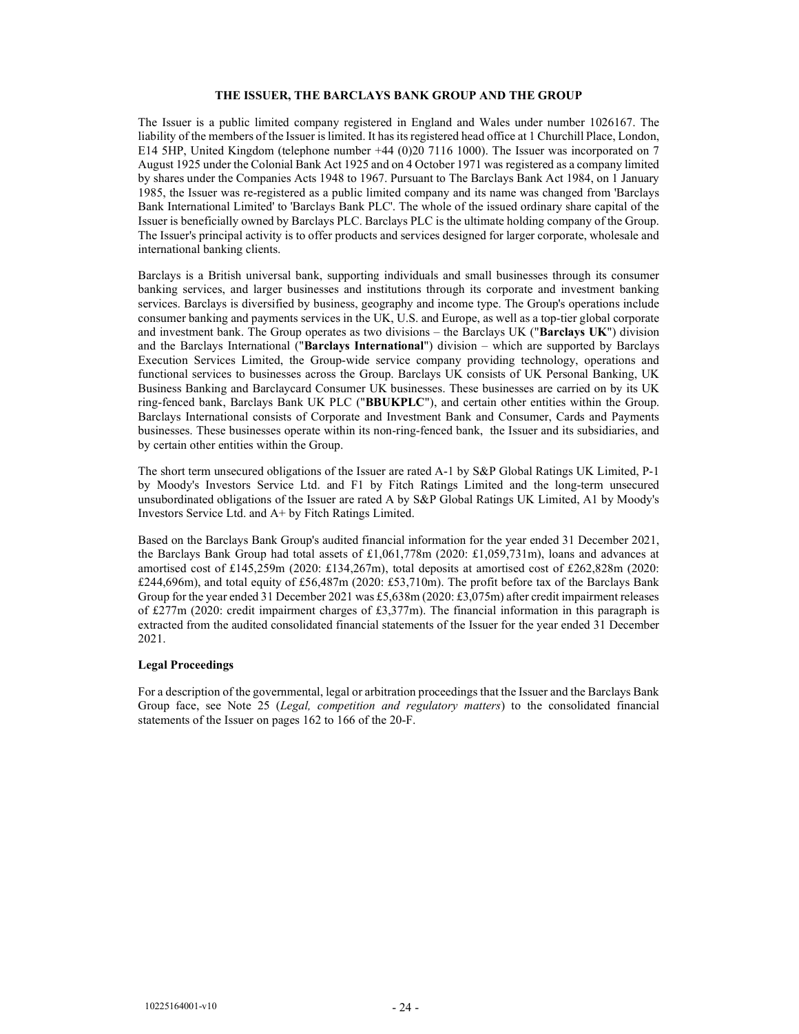## THE ISSUER, THE BARCLAYS BANK GROUP AND THE GROUP

The Issuer is a public limited company registered in England and Wales under number 1026167. The liability of the members of the Issuer is limited. It has its registered head office at 1 Churchill Place, London, E14 5HP, United Kingdom (telephone number +44 (0)20 7116 1000). The Issuer was incorporated on 7 August 1925 under the Colonial Bank Act 1925 and on 4 October 1971 was registered as a company limited by shares under the Companies Acts 1948 to 1967. Pursuant to The Barclays Bank Act 1984, on 1 January 1985, the Issuer was re-registered as a public limited company and its name was changed from 'Barclays Bank International Limited' to 'Barclays Bank PLC'. The whole of the issued ordinary share capital of the Issuer is beneficially owned by Barclays PLC. Barclays PLC is the ultimate holding company of the Group. The Issuer's principal activity is to offer products and services designed for larger corporate, wholesale and international banking clients.

Barclays is a British universal bank, supporting individuals and small businesses through its consumer banking services, and larger businesses and institutions through its corporate and investment banking services. Barclays is diversified by business, geography and income type. The Group's operations include consumer banking and payments services in the UK, U.S. and Europe, as well as a top-tier global corporate and investment bank. The Group operates as two divisions – the Barclays UK ("**Barclays UK**") division and the Barclays International ("**Barclays International**") division – which are supported by Barclays Execution Services Limited, the Group-wide service company providing technology, operations and functional services to businesses across the Group. Barclays UK consists of UK Personal Banking, UK Business Banking and Barclaycard Consumer UK businesses. These businesses are carried on by its UK ring-fenced bank, Barclays Bank UK PLC ("**BBUKPLC**"), and certain other entities within the Group. Barclays International consists of Corporate and Investment Bank and Consumer, Cards and Payments businesses. These businesses operate within its non-ring-fenced bank, the Issuer and its subsidiaries, and by certain other entities within the Group.

The short term unsecured obligations of the Issuer are rated A-1 by S&P Global Ratings UK Limited, P-1 by Moody's Investors Service Ltd. and F1 by Fitch Ratings Limited and the long-term unsecured unsubordinated obligations of the Issuer are rated A by S&P Global Ratings UK Limited, A1 by Moody's Investors Service Ltd. and A+ by Fitch Ratings Limited.

Based on the Barclays Bank Group's audited financial information for the year ended 31 December 2021, the Barclays Bank Group had total assets of £1,061,778m (2020: £1,059,731m), loans and advances at amortised cost of £145,259m (2020: £134,267m), total deposits at amortised cost of £262,828m (2020: £244,696m), and total equity of £56,487m (2020: £53,710m). The profit before tax of the Barclays Bank Group for the year ended 31 December 2021 was £5,638m (2020: £3,075m) after credit impairment releases of £277m (2020: credit impairment charges of £3,377m). The financial information in this paragraph is extracted from the audited consolidated financial statements of the Issuer for the year ended 31 December 2021.

### Legal Proceedings

For a description of the governmental, legal or arbitration proceedings that the Issuer and the Barclays Bank Group face, see Note 25 (*Legal, competition and regulatory matters*) to the consolidated financial statements of the Issuer on pages 162 to 166 of the 20-F.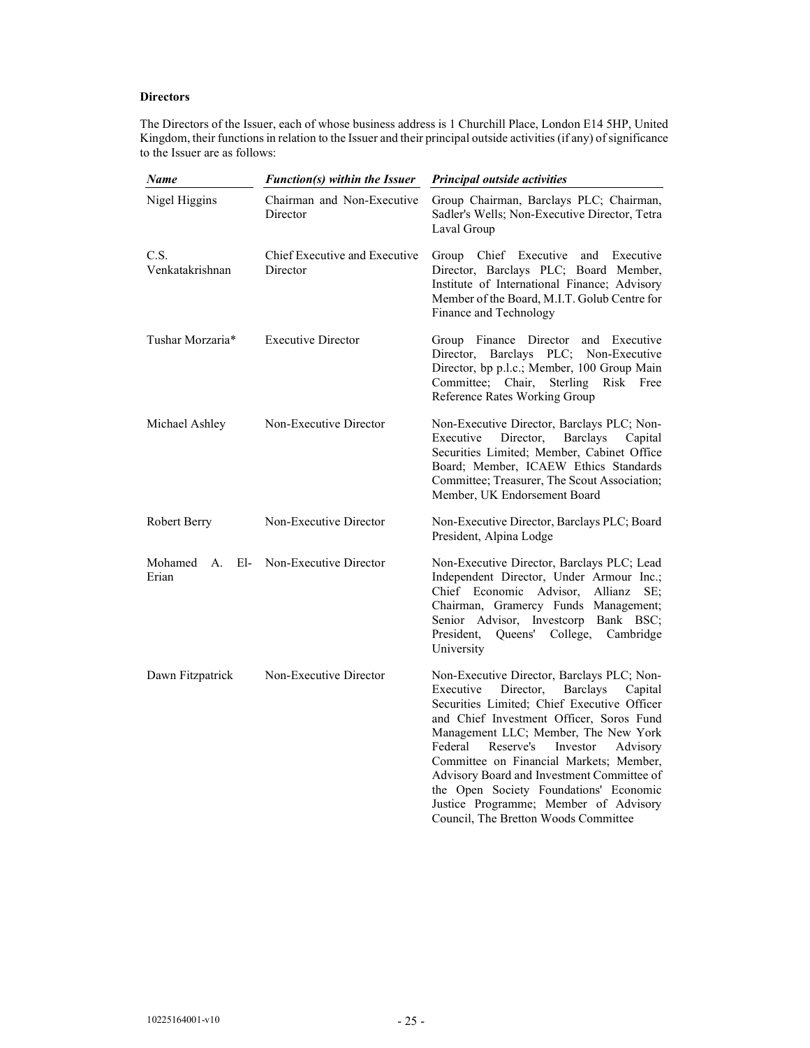**Directors**

The Directors of the Issuer, each of whose business address is 1 Churchill Place, London E14 5HP, United Kingdom, their functions in relation to the Issuer and their principal outside activities (if any) of significance to the Issuer are as follows:

| ***Name*** | ***Function(s) within the Issuer*** | ***Principal outside activities*** |
|---|---|---|
| Nigel Higgins | Chairman and Non-Executive Director | Group Chairman, Barclays PLC; Chairman, Sadler's Wells; Non-Executive Director, Tetra Laval Group |
| C.S. Venkatakrishnan | Chief Executive and Executive Director | Group Chief Executive and Executive Director, Barclays PLC; Board Member, Institute of International Finance; Advisory Member of the Board, M.I.T. Golub Centre for Finance and Technology |
| Tushar Morzaria* | Executive Director | Group Finance Director and Executive Director, Barclays PLC; Non-Executive Director, bp p.l.c.; Member, 100 Group Main Committee; Chair, Sterling Risk Free Reference Rates Working Group |
| Michael Ashley | Non-Executive Director | Non-Executive Director, Barclays PLC; Non-Executive Director, Barclays Capital Securities Limited; Member, Cabinet Office Board; Member, ICAEW Ethics Standards Committee; Treasurer, The Scout Association; Member, UK Endorsement Board |
| Robert Berry | Non-Executive Director | Non-Executive Director, Barclays PLC; Board President, Alpina Lodge |
| Mohamed A. El-Erian | Non-Executive Director | Non-Executive Director, Barclays PLC; Lead Independent Director, Under Armour Inc.; Chief Economic Advisor, Allianz SE; Chairman, Gramercy Funds Management; Senior Advisor, Investcorp Bank BSC; President, Queens' College, Cambridge University |
| Dawn Fitzpatrick | Non-Executive Director | Non-Executive Director, Barclays PLC; Non-Executive Director, Barclays Capital Securities Limited; Chief Executive Officer and Chief Investment Officer, Soros Fund Management LLC; Member, The New York Federal Reserve's Investor Advisory Committee on Financial Markets; Member, Advisory Board and Investment Committee of the Open Society Foundations' Economic Justice Programme; Member of Advisory Council, The Bretton Woods Committee |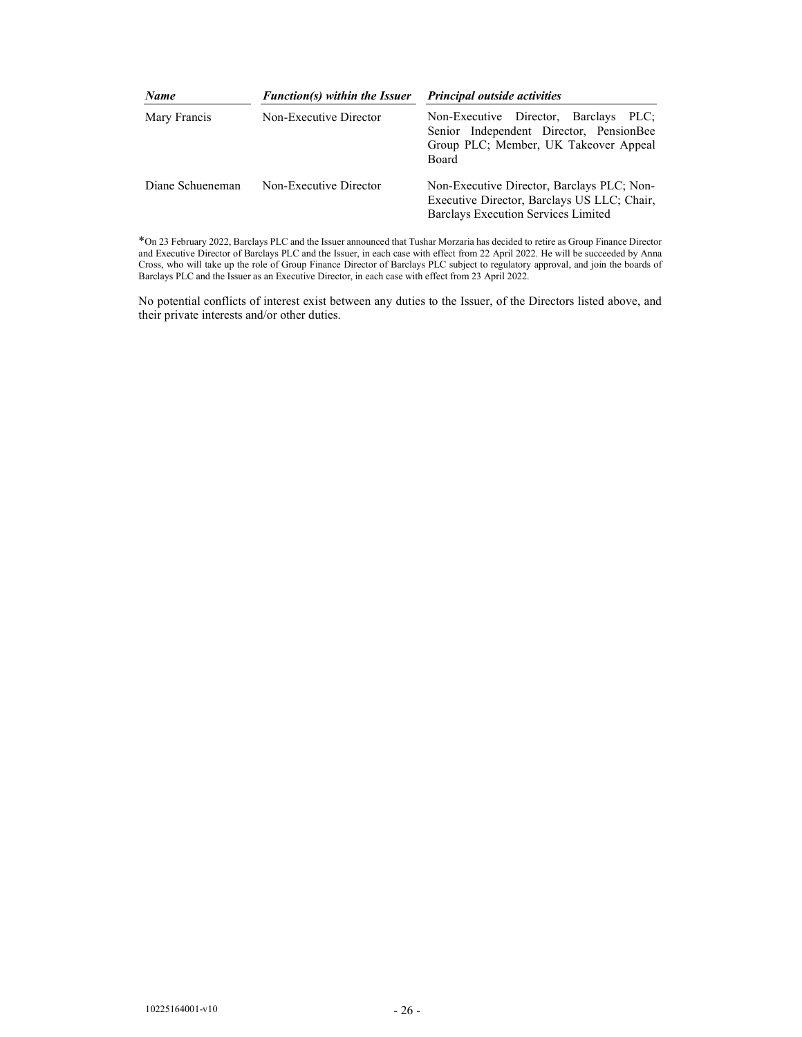| *Name* | *Function(s) within the Issuer* | *Principal outside activities* |
| --- | --- | --- |
| Mary Francis | Non-Executive Director | Non-Executive Director, Barclays PLC; Senior Independent Director, PensionBee Group PLC; Member, UK Takeover Appeal Board |
| Diane Schueneman | Non-Executive Director | Non-Executive Director, Barclays PLC; Non-Executive Director, Barclays US LLC; Chair, Barclays Execution Services Limited |

*On 23 February 2022, Barclays PLC and the Issuer announced that Tushar Morzaria has decided to retire as Group Finance Director and Executive Director of Barclays PLC and the Issuer, in each case with effect from 22 April 2022. He will be succeeded by Anna Cross, who will take up the role of Group Finance Director of Barclays PLC subject to regulatory approval, and join the boards of Barclays PLC and the Issuer as an Executive Director, in each case with effect from 23 April 2022.

No potential conflicts of interest exist between any duties to the Issuer, of the Directors listed above, and their private interests and/or other duties.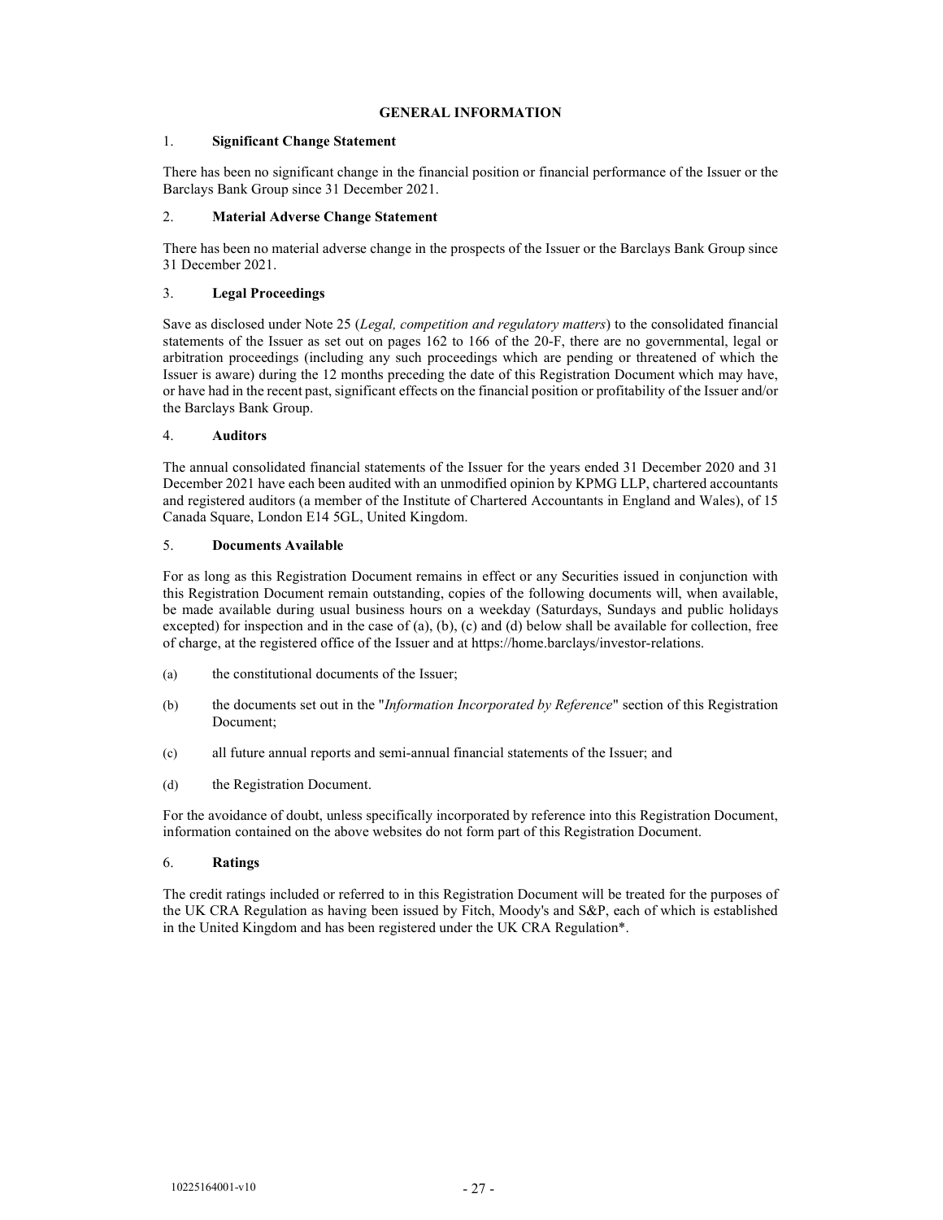## GENERAL INFORMATION

### 1. Significant Change Statement

There has been no significant change in the financial position or financial performance of the Issuer or the Barclays Bank Group since 31 December 2021.

### 2. Material Adverse Change Statement

There has been no material adverse change in the prospects of the Issuer or the Barclays Bank Group since 31 December 2021.

### 3. Legal Proceedings

Save as disclosed under Note 25 (*Legal, competition and regulatory matters*) to the consolidated financial statements of the Issuer as set out on pages 162 to 166 of the 20-F, there are no governmental, legal or arbitration proceedings (including any such proceedings which are pending or threatened of which the Issuer is aware) during the 12 months preceding the date of this Registration Document which may have, or have had in the recent past, significant effects on the financial position or profitability of the Issuer and/or the Barclays Bank Group.

### 4. Auditors

The annual consolidated financial statements of the Issuer for the years ended 31 December 2020 and 31 December 2021 have each been audited with an unmodified opinion by KPMG LLP, chartered accountants and registered auditors (a member of the Institute of Chartered Accountants in England and Wales), of 15 Canada Square, London E14 5GL, United Kingdom.

### 5. Documents Available

For as long as this Registration Document remains in effect or any Securities issued in conjunction with this Registration Document remain outstanding, copies of the following documents will, when available, be made available during usual business hours on a weekday (Saturdays, Sundays and public holidays excepted) for inspection and in the case of (a), (b), (c) and (d) below shall be available for collection, free of charge, at the registered office of the Issuer and at https://home.barclays/investor-relations.

(a) the constitutional documents of the Issuer;

(b) the documents set out in the "*Information Incorporated by Reference*" section of this Registration Document;

(c) all future annual reports and semi-annual financial statements of the Issuer; and

(d) the Registration Document.

For the avoidance of doubt, unless specifically incorporated by reference into this Registration Document, information contained on the above websites do not form part of this Registration Document.

### 6. Ratings

The credit ratings included or referred to in this Registration Document will be treated for the purposes of the UK CRA Regulation as having been issued by Fitch, Moody's and S&P, each of which is established in the United Kingdom and has been registered under the UK CRA Regulation*.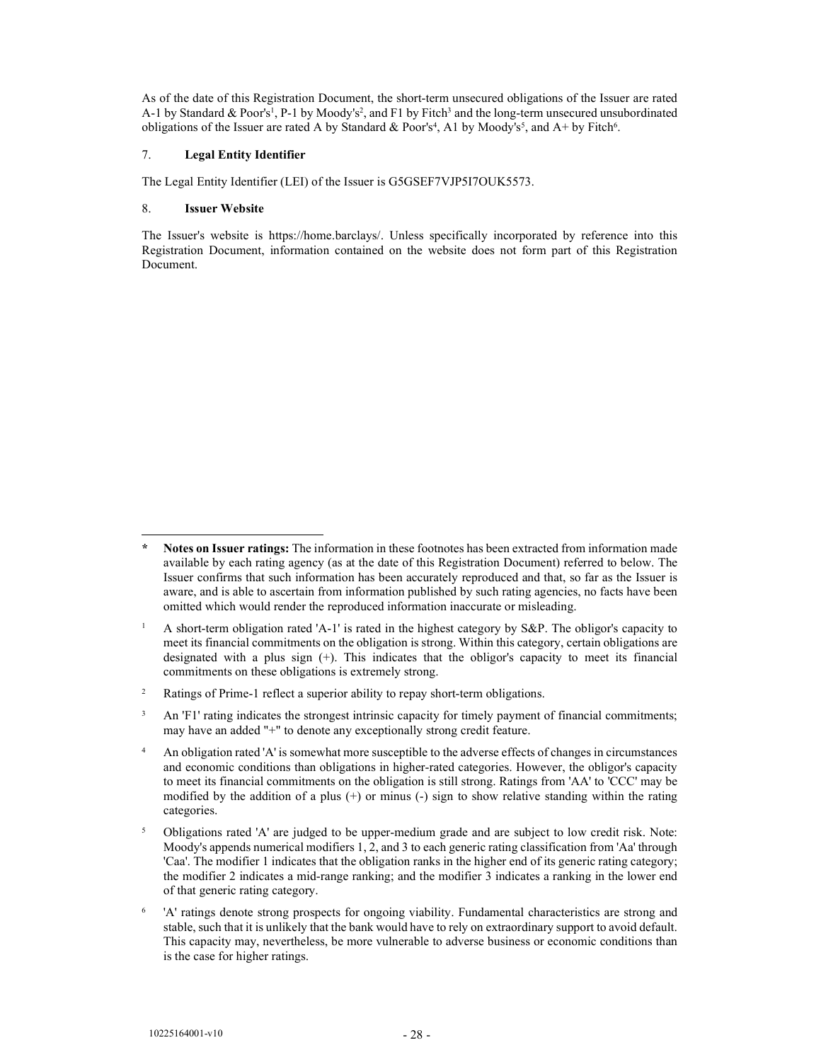As of the date of this Registration Document, the short-term unsecured obligations of the Issuer are rated A-1 by Standard & Poor's[1], P-1 by Moody's[2], and F1 by Fitch[3] and the long-term unsecured unsubordinated obligations of the Issuer are rated A by Standard & Poor's[4], A1 by Moody's[5], and A+ by Fitch[6].

## 7. Legal Entity Identifier

The Legal Entity Identifier (LEI) of the Issuer is G5GSEF7VJP5I7OUK5573.

## 8. Issuer Website

The Issuer's website is https://home.barclays/. Unless specifically incorporated by reference into this Registration Document, information contained on the website does not form part of this Registration Document.

---

**\* Notes on Issuer ratings:** The information in these footnotes has been extracted from information made available by each rating agency (as at the date of this Registration Document) referred to below. The Issuer confirms that such information has been accurately reproduced and that, so far as the Issuer is aware, and is able to ascertain from information published by such rating agencies, no facts have been omitted which would render the reproduced information inaccurate or misleading.

[1] A short-term obligation rated 'A-1' is rated in the highest category by S&P. The obligor's capacity to meet its financial commitments on the obligation is strong. Within this category, certain obligations are designated with a plus sign (+). This indicates that the obligor's capacity to meet its financial commitments on these obligations is extremely strong.

[2] Ratings of Prime-1 reflect a superior ability to repay short-term obligations.

[3] An 'F1' rating indicates the strongest intrinsic capacity for timely payment of financial commitments; may have an added "+" to denote any exceptionally strong credit feature.

[4] An obligation rated 'A' is somewhat more susceptible to the adverse effects of changes in circumstances and economic conditions than obligations in higher-rated categories. However, the obligor's capacity to meet its financial commitments on the obligation is still strong. Ratings from 'AA' to 'CCC' may be modified by the addition of a plus (+) or minus (-) sign to show relative standing within the rating categories.

[5] Obligations rated 'A' are judged to be upper-medium grade and are subject to low credit risk. Note: Moody's appends numerical modifiers 1, 2, and 3 to each generic rating classification from 'Aa' through 'Caa'. The modifier 1 indicates that the obligation ranks in the higher end of its generic rating category; the modifier 2 indicates a mid-range ranking; and the modifier 3 indicates a ranking in the lower end of that generic rating category.

[6] 'A' ratings denote strong prospects for ongoing viability. Fundamental characteristics are strong and stable, such that it is unlikely that the bank would have to rely on extraordinary support to avoid default. This capacity may, nevertheless, be more vulnerable to adverse business or economic conditions than is the case for higher ratings.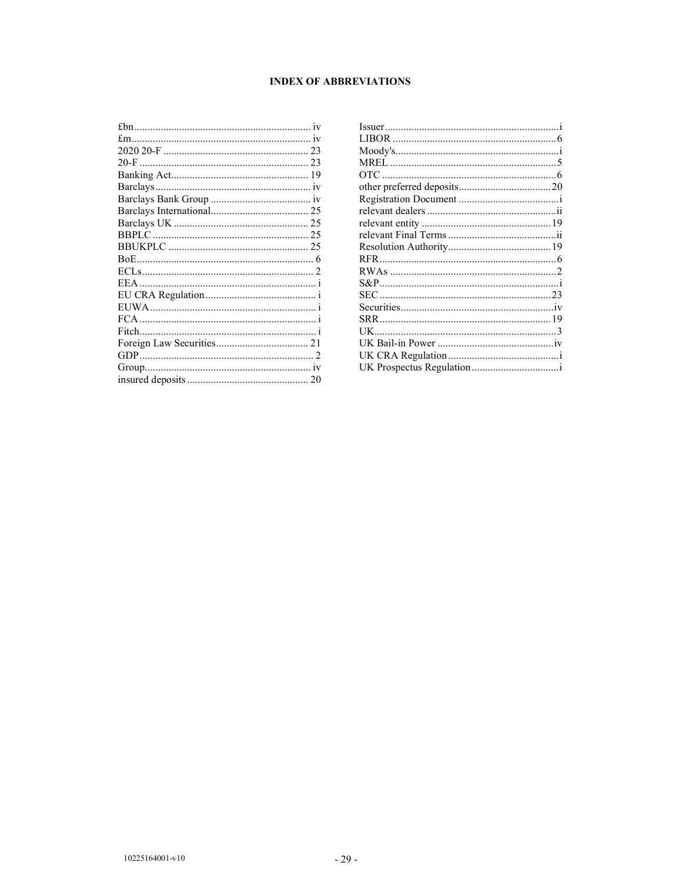## INDEX OF ABBREVIATIONS

£bn ........ iv
£m ........ iv
2020 20-F ........ 23
20-F ........ 23
Banking Act ........ 19
Barclays ........ iv
Barclays Bank Group ........ iv
Barclays International ........ 25
Barclays UK ........ 25
BBPLC ........ 25
BBUKPLC ........ 25
BoE ........ 6
ECLs ........ 2
EEA ........ i
EU CRA Regulation ........ i
EUWA ........ i
FCA ........ i
Fitch ........ i
Foreign Law Securities ........ 21
GDP ........ 2
Group ........ iv
insured deposits ........ 20
Issuer ........ i
LIBOR ........ 6
Moody's ........ i
MREL ........ 5
OTC ........ 6
other preferred deposits ........ 20
Registration Document ........ i
relevant dealers ........ ii
relevant entity ........ 19
relevant Final Terms ........ ii
Resolution Authority ........ 19
RFR ........ 6
RWAs ........ 2
S&P ........ i
SEC ........ 23
Securities ........ iv
SRR ........ 19
UK ........ 3
UK Bail-in Power ........ iv
UK CRA Regulation ........ i
UK Prospectus Regulation ........ i

10225164001-v10